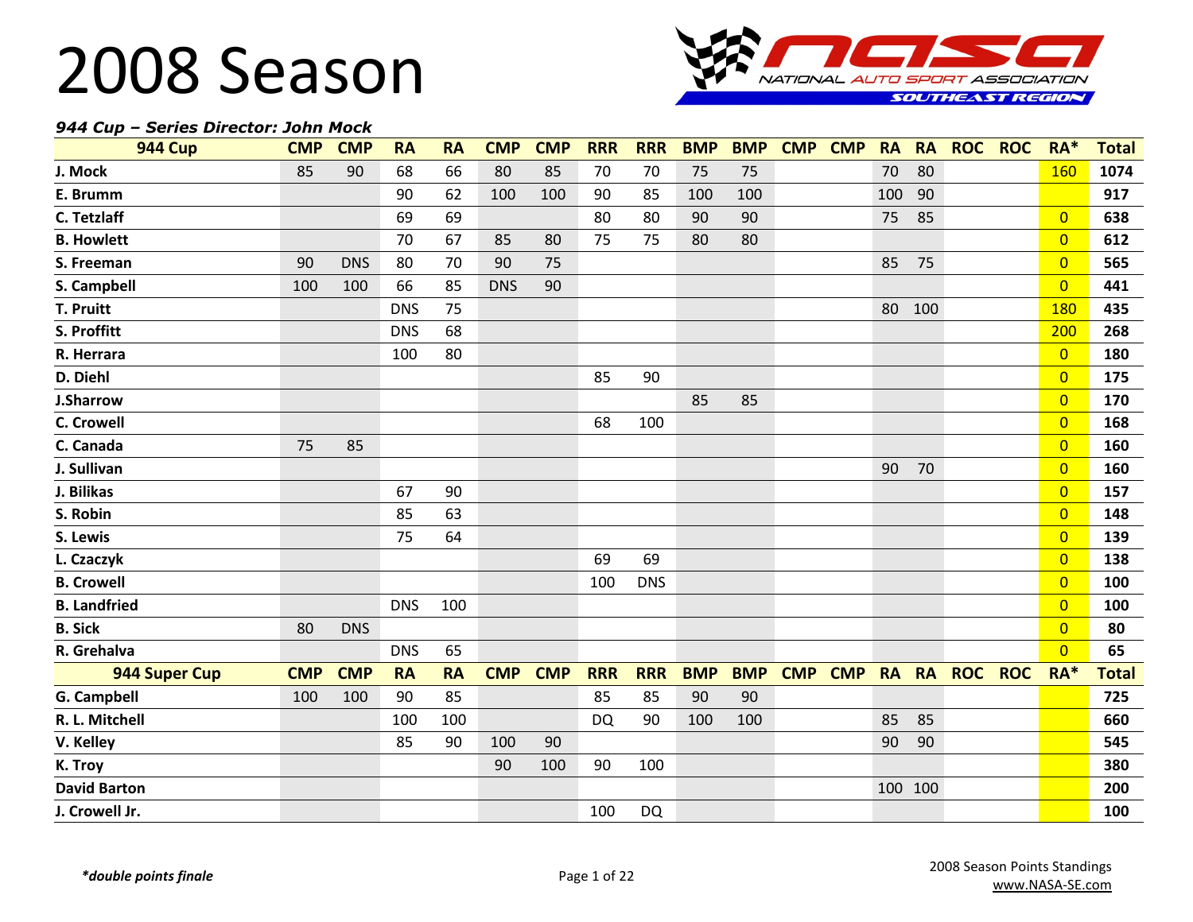# 2008 Season

NASA — NATIONAL AUTO SPORT ASSOCIATION — SOUTHEAST REGION

***944 Cup – Series Director: John Mock***

| 944 Cup | CMP | CMP | RA | RA | CMP | CMP | RRR | RRR | BMP | BMP | CMP | CMP | RA | RA | ROC | ROC | RA* | Total |
|---|---|---|---|---|---|---|---|---|---|---|---|---|---|---|---|---|---|---|
| **J. Mock** | 85 | 90 | 68 | 66 | 80 | 85 | 70 | 70 | 75 | 75 | | | 70 | 80 | | | 160 | **1074** |
| **E. Brumm** | | | 90 | 62 | 100 | 100 | 90 | 85 | 100 | 100 | | | 100 | 90 | | | | **917** |
| **C. Tetzlaff** | | | 69 | 69 | | | 80 | 80 | 90 | 90 | | | 75 | 85 | | | 0 | **638** |
| **B. Howlett** | | | 70 | 67 | 85 | 80 | 75 | 75 | 80 | 80 | | | | | | | 0 | **612** |
| **S. Freeman** | 90 | DNS | 80 | 70 | 90 | 75 | | | | | | | 85 | 75 | | | 0 | **565** |
| **S. Campbell** | 100 | 100 | 66 | 85 | DNS | 90 | | | | | | | | | | | 0 | **441** |
| **T. Pruitt** | | | DNS | 75 | | | | | | | | | 80 | 100 | | | 180 | **435** |
| **S. Proffitt** | | | DNS | 68 | | | | | | | | | | | | | 200 | **268** |
| **R. Herrara** | | | 100 | 80 | | | | | | | | | | | | | 0 | **180** |
| **D. Diehl** | | | | | | | 85 | 90 | | | | | | | | | 0 | **175** |
| **J.Sharrow** | | | | | | | | | 85 | 85 | | | | | | | 0 | **170** |
| **C. Crowell** | | | | | | | 68 | 100 | | | | | | | | | 0 | **168** |
| **C. Canada** | 75 | 85 | | | | | | | | | | | | | | | 0 | **160** |
| **J. Sullivan** | | | | | | | | | | | | | 90 | 70 | | | 0 | **160** |
| **J. Bilikas** | | | 67 | 90 | | | | | | | | | | | | | 0 | **157** |
| **S. Robin** | | | 85 | 63 | | | | | | | | | | | | | 0 | **148** |
| **S. Lewis** | | | 75 | 64 | | | | | | | | | | | | | 0 | **139** |
| **L. Czaczyk** | | | | | | | 69 | 69 | | | | | | | | | 0 | **138** |
| **B. Crowell** | | | | | | | 100 | DNS | | | | | | | | | 0 | **100** |
| **B. Landfried** | | | DNS | 100 | | | | | | | | | | | | | 0 | **100** |
| **B. Sick** | 80 | DNS | | | | | | | | | | | | | | | 0 | **80** |
| **R. Grehalva** | | | DNS | 65 | | | | | | | | | | | | | 0 | **65** |
| **944 Super Cup** | **CMP** | **CMP** | **RA** | **RA** | **CMP** | **CMP** | **RRR** | **RRR** | **BMP** | **BMP** | **CMP** | **CMP** | **RA** | **RA** | **ROC** | **ROC** | **RA*** | **Total** |
| **G. Campbell** | 100 | 100 | 90 | 85 | | | 85 | 85 | 90 | 90 | | | | | | | | **725** |
| **R. L. Mitchell** | | | 100 | 100 | | | DQ | 90 | 100 | 100 | | | 85 | 85 | | | | **660** |
| **V. Kelley** | | | 85 | 90 | 100 | 90 | | | | | | | 90 | 90 | | | | **545** |
| **K. Troy** | | | | | 90 | 100 | 90 | 100 | | | | | | | | | | **380** |
| **David Barton** | | | | | | | | | | | | | 100 | 100 | | | | **200** |
| **J. Crowell Jr.** | | | | | | | 100 | DQ | | | | | | | | | | **100** |

***double points finale**

2008 Season Points Standings
www.NASA-SE.com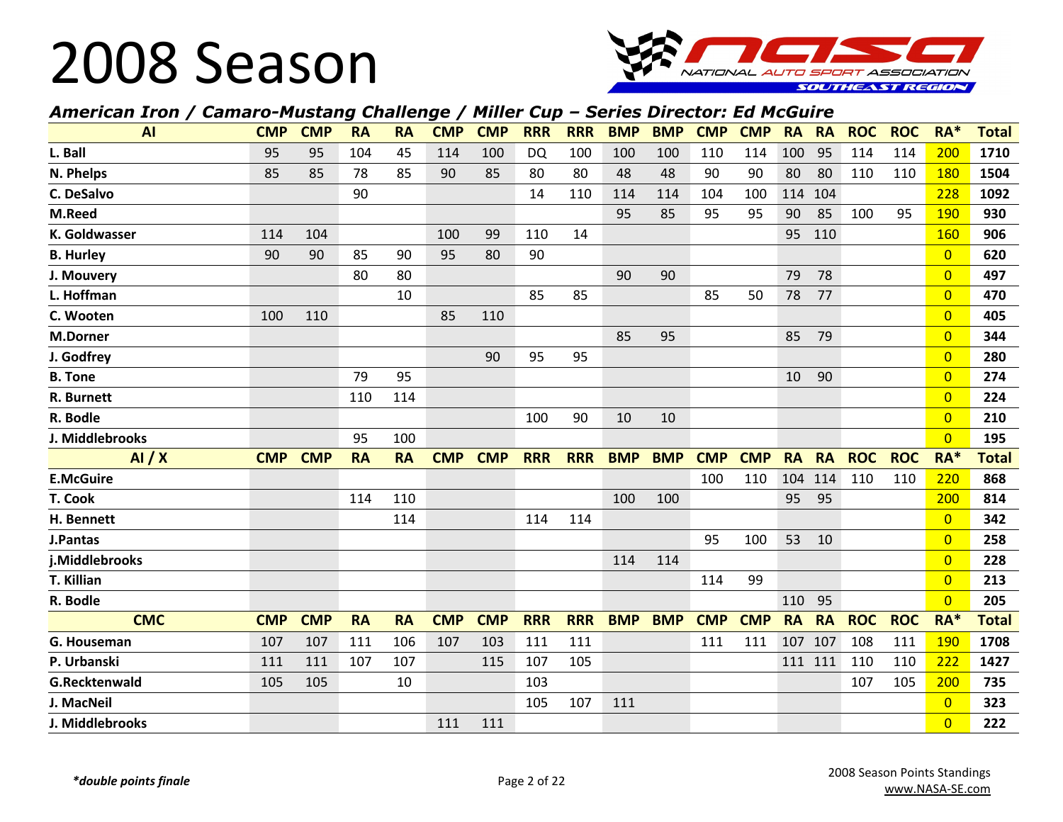# 2008 Season

***American Iron / Camaro-Mustang Challenge / Miller Cup – Series Director: Ed McGuire***

| AI | CMP | CMP | RA | RA | CMP | CMP | RRR | RRR | BMP | BMP | CMP | CMP | RA | RA | ROC | ROC | RA* | Total |
|---|---|---|---|---|---|---|---|---|---|---|---|---|---|---|---|---|---|---|
| L. Ball | 95 | 95 | 104 | 45 | 114 | 100 | DQ | 100 | 100 | 100 | 110 | 114 | 100 | 95 | 114 | 114 | 200 | 1710 |
| N. Phelps | 85 | 85 | 78 | 85 | 90 | 85 | 80 | 80 | 48 | 48 | 90 | 90 | 80 | 80 | 110 | 110 | 180 | 1504 |
| C. DeSalvo | | | 90 | | | | 14 | 110 | 114 | 114 | 104 | 100 | 114 | 104 | | | 228 | 1092 |
| M.Reed | | | | | | | | | 95 | 85 | 95 | 95 | 90 | 85 | 100 | 95 | 190 | 930 |
| K. Goldwasser | 114 | 104 | | | 100 | 99 | 110 | 14 | | | | | 95 | 110 | | | 160 | 906 |
| B. Hurley | 90 | 90 | 85 | 90 | 95 | 80 | 90 | | | | | | | | | | 0 | 620 |
| J. Mouvery | | | 80 | 80 | | | | | 90 | 90 | | | 79 | 78 | | | 0 | 497 |
| L. Hoffman | | | | 10 | | | 85 | 85 | | | 85 | 50 | 78 | 77 | | | 0 | 470 |
| C. Wooten | 100 | 110 | | | 85 | 110 | | | | | | | | | | | 0 | 405 |
| M.Dorner | | | | | | | | | 85 | 95 | | | 85 | 79 | | | 0 | 344 |
| J. Godfrey | | | | | | 90 | 95 | 95 | | | | | | | | | 0 | 280 |
| B. Tone | | | 79 | 95 | | | | | | | | | 10 | 90 | | | 0 | 274 |
| R. Burnett | | | 110 | 114 | | | | | | | | | | | | | 0 | 224 |
| R. Bodle | | | | | | | 100 | 90 | 10 | 10 | | | | | | | 0 | 210 |
| J. Middlebrooks | | | 95 | 100 | | | | | | | | | | | | | 0 | 195 |
| **AI / X** | **CMP** | **CMP** | **RA** | **RA** | **CMP** | **CMP** | **RRR** | **RRR** | **BMP** | **BMP** | **CMP** | **CMP** | **RA** | **RA** | **ROC** | **ROC** | **RA*** | **Total** |
| E.McGuire | | | | | | | | | | | 100 | 110 | 104 | 114 | 110 | 110 | 220 | 868 |
| T. Cook | | | 114 | 110 | | | | | 100 | 100 | | | 95 | 95 | | | 200 | 814 |
| H. Bennett | | | | 114 | | | 114 | 114 | | | | | | | | | 0 | 342 |
| J.Pantas | | | | | | | | | | | 95 | 100 | 53 | 10 | | | 0 | 258 |
| j.Middlebrooks | | | | | | | | | 114 | 114 | | | | | | | 0 | 228 |
| T. Killian | | | | | | | | | | | 114 | 99 | | | | | 0 | 213 |
| R. Bodle | | | | | | | | | | | | | 110 | 95 | | | 0 | 205 |
| **CMC** | **CMP** | **CMP** | **RA** | **RA** | **CMP** | **CMP** | **RRR** | **RRR** | **BMP** | **BMP** | **CMP** | **CMP** | **RA** | **RA** | **ROC** | **ROC** | **RA*** | **Total** |
| G. Houseman | 107 | 107 | 111 | 106 | 107 | 103 | 111 | 111 | | | 111 | 111 | 107 | 107 | 108 | 111 | 190 | 1708 |
| P. Urbanski | 111 | 111 | 107 | 107 | | 115 | 107 | 105 | | | | | 111 | 111 | 110 | 110 | 222 | 1427 |
| G.Recktenwald | 105 | 105 | | 10 | | | 103 | | | | | | | | 107 | 105 | 200 | 735 |
| J. MacNeil | | | | | | | 105 | 107 | 111 | | | | | | | | 0 | 323 |
| J. Middlebrooks | | | | | 111 | 111 | | | | | | | | | | | 0 | 222 |

****double points finale***

2008 Season Points Standings
www.NASA-SE.com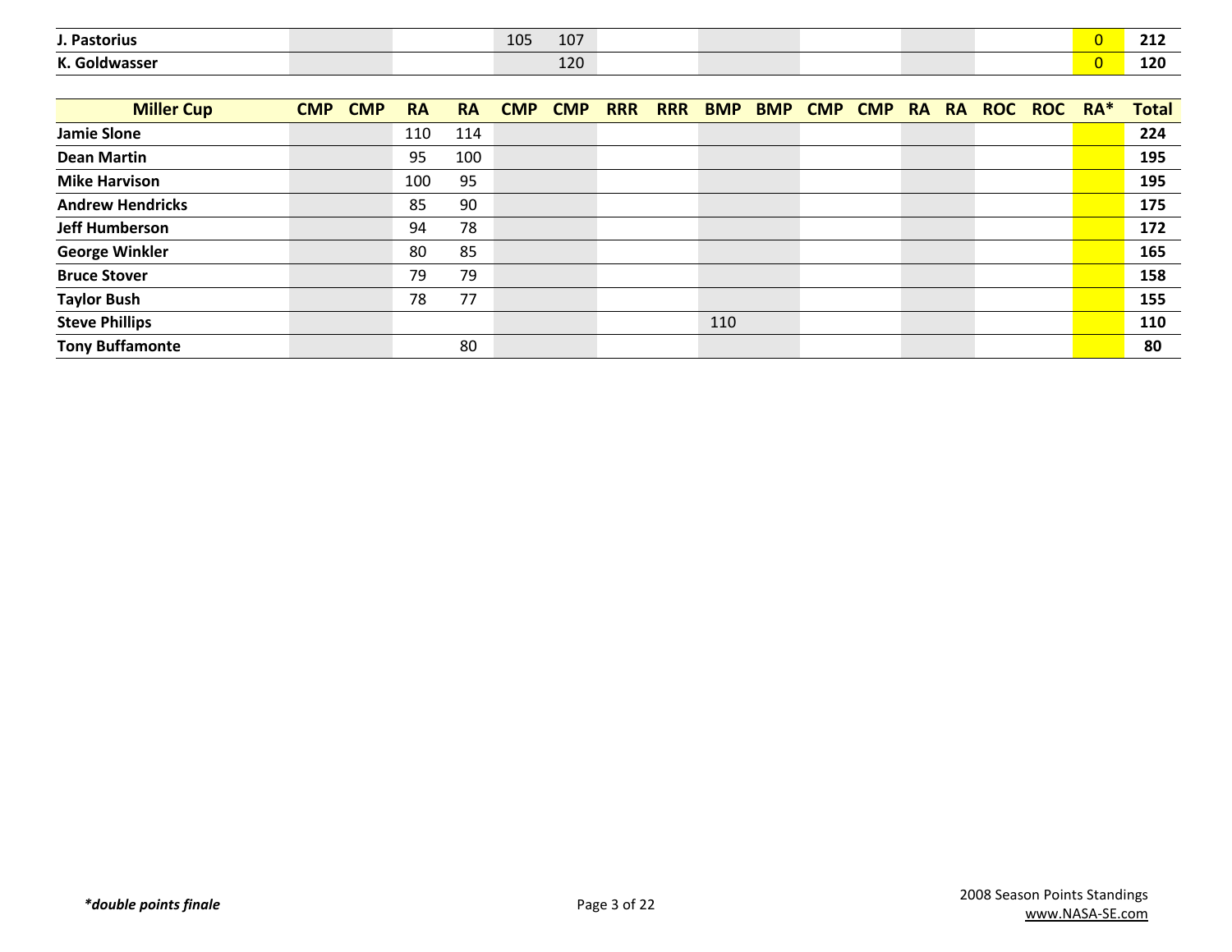| | | | | | | | | | | | | | | | | | | |
|---|---|---|---|---|---|---|---|---|---|---|---|---|---|---|---|---|---|---|
| **J. Pastorius** | | | | | 105 | 107 | | | | | | | | | | | 0 | **212** |
| **K. Goldwasser** | | | | | | 120 | | | | | | | | | | | 0 | **120** |

| Miller Cup | CMP | CMP | RA | RA | CMP | CMP | RRR | RRR | BMP | BMP | CMP | CMP | RA | RA | ROC | ROC | RA* | Total |
|---|---|---|---|---|---|---|---|---|---|---|---|---|---|---|---|---|---|---|
| **Jamie Slone** | | | 110 | 114 | | | | | | | | | | | | | | **224** |
| **Dean Martin** | | | 95 | 100 | | | | | | | | | | | | | | **195** |
| **Mike Harvison** | | | 100 | 95 | | | | | | | | | | | | | | **195** |
| **Andrew Hendricks** | | | 85 | 90 | | | | | | | | | | | | | | **175** |
| **Jeff Humberson** | | | 94 | 78 | | | | | | | | | | | | | | **172** |
| **George Winkler** | | | 80 | 85 | | | | | | | | | | | | | | **165** |
| **Bruce Stover** | | | 79 | 79 | | | | | | | | | | | | | | **158** |
| **Taylor Bush** | | | 78 | 77 | | | | | | | | | | | | | | **155** |
| **Steve Phillips** | | | | | | | | | 110 | | | | | | | | | **110** |
| **Tony Buffamonte** | | | | 80 | | | | | | | | | | | | | | **80** |

***double points finale**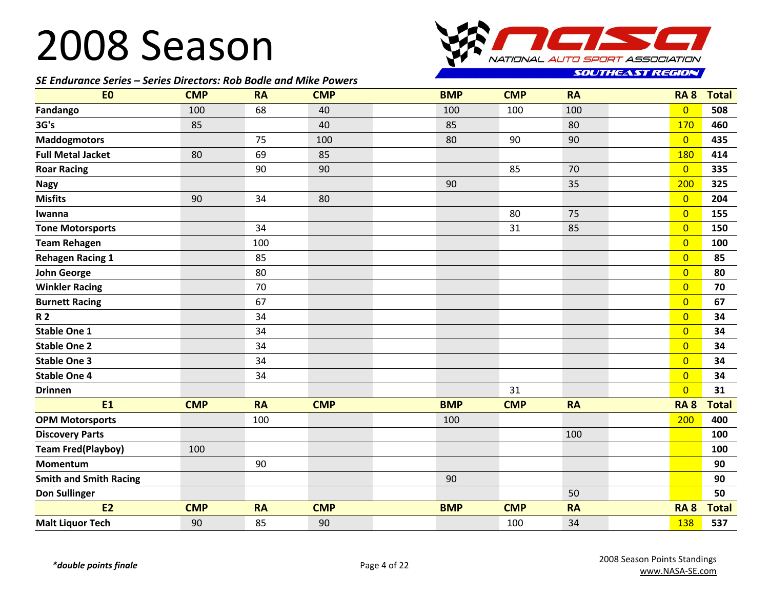# 2008 Season

*SE Endurance Series – Series Directors: Rob Bodle and Mike Powers*

| E0 | CMP | RA | CMP | | BMP | CMP | RA | | RA 8 | Total |
|---|---|---|---|---|---|---|---|---|---|---|
| Fandango | 100 | 68 | 40 | | 100 | 100 | 100 | | 0 | 508 |
| 3G's | 85 | | 40 | | 85 | | 80 | | 170 | 460 |
| Maddogmotors | | 75 | 100 | | 80 | 90 | 90 | | 0 | 435 |
| Full Metal Jacket | 80 | 69 | 85 | | | | | | 180 | 414 |
| Roar Racing | | 90 | 90 | | | 85 | 70 | | 0 | 335 |
| Nagy | | | | | 90 | | 35 | | 200 | 325 |
| Misfits | 90 | 34 | 80 | | | | | | 0 | 204 |
| Iwanna | | | | | | 80 | 75 | | 0 | 155 |
| Tone Motorsports | | 34 | | | | 31 | 85 | | 0 | 150 |
| Team Rehagen | | 100 | | | | | | | 0 | 100 |
| Rehagen Racing 1 | | 85 | | | | | | | 0 | 85 |
| John George | | 80 | | | | | | | 0 | 80 |
| Winkler Racing | | 70 | | | | | | | 0 | 70 |
| Burnett Racing | | 67 | | | | | | | 0 | 67 |
| R 2 | | 34 | | | | | | | 0 | 34 |
| Stable One 1 | | 34 | | | | | | | 0 | 34 |
| Stable One 2 | | 34 | | | | | | | 0 | 34 |
| Stable One 3 | | 34 | | | | | | | 0 | 34 |
| Stable One 4 | | 34 | | | | | | | 0 | 34 |
| Drinnen | | | | | | 31 | | | 0 | 31 |
| **E1** | **CMP** | **RA** | **CMP** | | **BMP** | **CMP** | **RA** | | **RA 8** | **Total** |
| OPM Motorsports | | 100 | | | 100 | | | | 200 | 400 |
| Discovery Parts | | | | | | | 100 | | | 100 |
| Team Fred(Playboy) | 100 | | | | | | | | | 100 |
| Momentum | | 90 | | | | | | | | 90 |
| Smith and Smith Racing | | | | | 90 | | | | | 90 |
| Don Sullinger | | | | | | | 50 | | | 50 |
| **E2** | **CMP** | **RA** | **CMP** | | **BMP** | **CMP** | **RA** | | **RA 8** | **Total** |
| Malt Liquor Tech | 90 | 85 | 90 | | | 100 | 34 | | 138 | 537 |

*\*double points finale*

2008 Season Points Standings
www.NASA-SE.com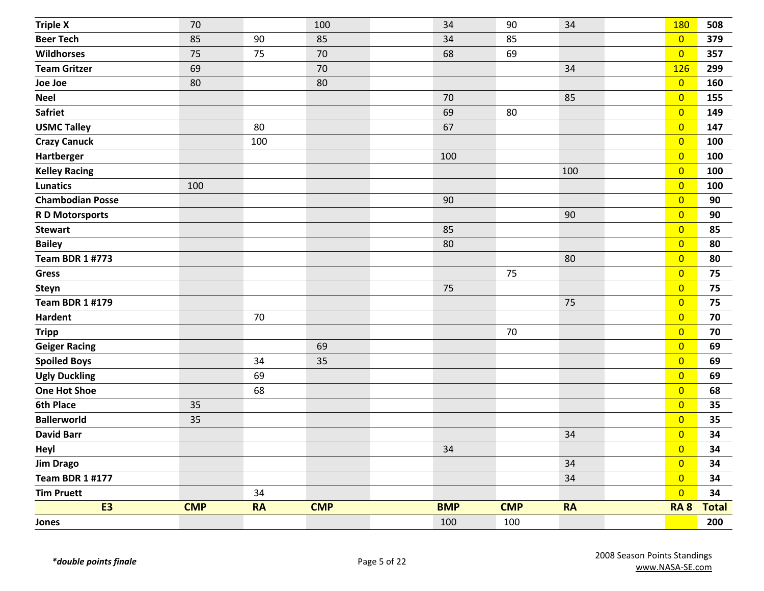| | | | | | | | | | | |
|---|---|---|---|---|---|---|---|---|---|---|
| **Triple X** | 70 | | 100 | | 34 | 90 | 34 | | 180 | **508** |
| **Beer Tech** | 85 | 90 | 85 | | 34 | 85 | | | 0 | **379** |
| **Wildhorses** | 75 | 75 | 70 | | 68 | 69 | | | 0 | **357** |
| **Team Gritzer** | 69 | | 70 | | | | 34 | | 126 | **299** |
| **Joe Joe** | 80 | | 80 | | | | | | 0 | **160** |
| **Neel** | | | | | 70 | | 85 | | 0 | **155** |
| **Safriet** | | | | | 69 | 80 | | | 0 | **149** |
| **USMC Talley** | | 80 | | | 67 | | | | 0 | **147** |
| **Crazy Canuck** | | 100 | | | | | | | 0 | **100** |
| **Hartberger** | | | | | 100 | | | | 0 | **100** |
| **Kelley Racing** | | | | | | | 100 | | 0 | **100** |
| **Lunatics** | 100 | | | | | | | | 0 | **100** |
| **Chambodian Posse** | | | | | 90 | | | | 0 | **90** |
| **R D Motorsports** | | | | | | | 90 | | 0 | **90** |
| **Stewart** | | | | | 85 | | | | 0 | **85** |
| **Bailey** | | | | | 80 | | | | 0 | **80** |
| **Team BDR 1 #773** | | | | | | | 80 | | 0 | **80** |
| **Gress** | | | | | | 75 | | | 0 | **75** |
| **Steyn** | | | | | 75 | | | | 0 | **75** |
| **Team BDR 1 #179** | | | | | | | 75 | | 0 | **75** |
| **Hardent** | | 70 | | | | | | | 0 | **70** |
| **Tripp** | | | | | | 70 | | | 0 | **70** |
| **Geiger Racing** | | | 69 | | | | | | 0 | **69** |
| **Spoiled Boys** | | 34 | 35 | | | | | | 0 | **69** |
| **Ugly Duckling** | | 69 | | | | | | | 0 | **69** |
| **One Hot Shoe** | | 68 | | | | | | | 0 | **68** |
| **6th Place** | 35 | | | | | | | | 0 | **35** |
| **Ballerworld** | 35 | | | | | | | | 0 | **35** |
| **David Barr** | | | | | | | 34 | | 0 | **34** |
| **Heyl** | | | | | 34 | | | | 0 | **34** |
| **Jim Drago** | | | | | | | 34 | | 0 | **34** |
| **Team BDR 1 #177** | | | | | | | 34 | | 0 | **34** |
| **Tim Pruett** | | 34 | | | | | | | 0 | **34** |

| **E3** | **CMP** | **RA** | **CMP** | | **BMP** | **CMP** | **RA** | | **RA 8** | **Total** |
|---|---|---|---|---|---|---|---|---|---|---|
| **Jones** | | | | | 100 | 100 | | | | **200** |

***double points finale***

2008 Season Points Standings
www.NASA-SE.com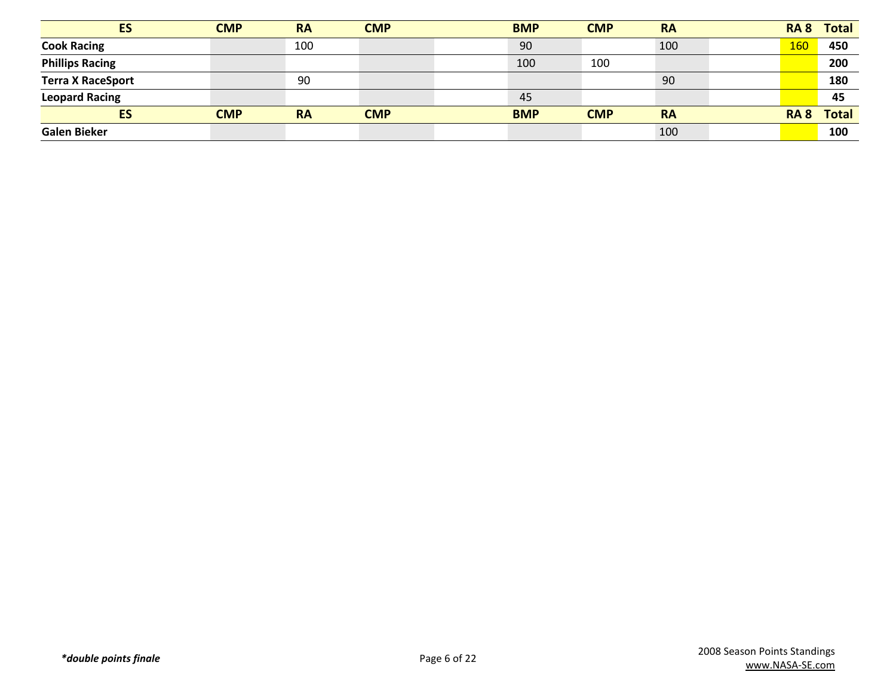| ES | CMP | RA | CMP | | BMP | CMP | RA | | RA 8 | Total |
|---|---|---|---|---|---|---|---|---|---|---|
| **Cook Racing** | | 100 | | | 90 | | 100 | | 160 | **450** |
| **Phillips Racing** | | | | | 100 | 100 | | | | **200** |
| **Terra X RaceSport** | | 90 | | | | | 90 | | | **180** |
| **Leopard Racing** | | | | | 45 | | | | | **45** |

| ES | CMP | RA | CMP | | BMP | CMP | RA | | RA 8 | Total |
|---|---|---|---|---|---|---|---|---|---|---|
| **Galen Bieker** | | | | | | | 100 | | | **100** |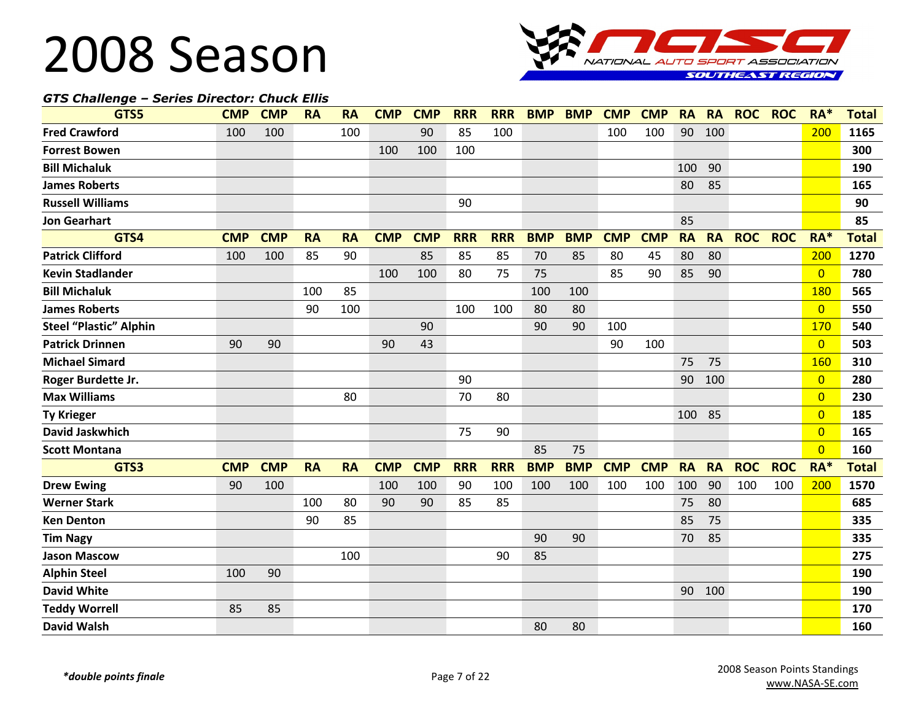# 2008 Season

NASA NATIONAL AUTO SPORT ASSOCIATION SOUTHEAST REGION

***GTS Challenge – Series Director: Chuck Ellis***

| GTS5 | CMP | CMP | RA | RA | CMP | CMP | RRR | RRR | BMP | BMP | CMP | CMP | RA | RA | ROC | ROC | RA* | Total |
|---|---|---|---|---|---|---|---|---|---|---|---|---|---|---|---|---|---|---|
| **Fred Crawford** | 100 | 100 | | 100 | | 90 | 85 | 100 | | | 100 | 100 | 90 | 100 | | | 200 | **1165** |
| **Forrest Bowen** | | | | | 100 | 100 | 100 | | | | | | | | | | | **300** |
| **Bill Michaluk** | | | | | | | | | | | | | 100 | 90 | | | | **190** |
| **James Roberts** | | | | | | | | | | | | | 80 | 85 | | | | **165** |
| **Russell Williams** | | | | | | | 90 | | | | | | | | | | | **90** |
| **Jon Gearhart** | | | | | | | | | | | | | 85 | | | | | **85** |
| **GTS4** | **CMP** | **CMP** | **RA** | **RA** | **CMP** | **CMP** | **RRR** | **RRR** | **BMP** | **BMP** | **CMP** | **CMP** | **RA** | **RA** | **ROC** | **ROC** | **RA*** | **Total** |
| **Patrick Clifford** | 100 | 100 | 85 | 90 | | 85 | 85 | 85 | 70 | 85 | 80 | 45 | 80 | 80 | | | 200 | **1270** |
| **Kevin Stadlander** | | | | | 100 | 100 | 80 | 75 | 75 | | 85 | 90 | 85 | 90 | | | 0 | **780** |
| **Bill Michaluk** | | | 100 | 85 | | | | | 100 | 100 | | | | | | | 180 | **565** |
| **James Roberts** | | | 90 | 100 | | | 100 | 100 | 80 | 80 | | | | | | | 0 | **550** |
| **Steel "Plastic" Alphin** | | | | | | 90 | | | 90 | 90 | 100 | | | | | | 170 | **540** |
| **Patrick Drinnen** | 90 | 90 | | | 90 | 43 | | | | | 90 | 100 | | | | | 0 | **503** |
| **Michael Simard** | | | | | | | | | | | | | 75 | 75 | | | 160 | **310** |
| **Roger Burdette Jr.** | | | | | | | 90 | | | | | | 90 | 100 | | | 0 | **280** |
| **Max Williams** | | | | 80 | | | 70 | 80 | | | | | | | | | 0 | **230** |
| **Ty Krieger** | | | | | | | | | | | | | 100 | 85 | | | 0 | **185** |
| **David Jaskwhich** | | | | | | | 75 | 90 | | | | | | | | | 0 | **165** |
| **Scott Montana** | | | | | | | | | 85 | 75 | | | | | | | 0 | **160** |
| **GTS3** | **CMP** | **CMP** | **RA** | **RA** | **CMP** | **CMP** | **RRR** | **RRR** | **BMP** | **BMP** | **CMP** | **CMP** | **RA** | **RA** | **ROC** | **ROC** | **RA*** | **Total** |
| **Drew Ewing** | 90 | 100 | | | 100 | 100 | 90 | 100 | 100 | 100 | 100 | 100 | 100 | 90 | 100 | 100 | 200 | **1570** |
| **Werner Stark** | | | 100 | 80 | 90 | 90 | 85 | 85 | | | | | 75 | 80 | | | | **685** |
| **Ken Denton** | | | 90 | 85 | | | | | | | | | 85 | 75 | | | | **335** |
| **Tim Nagy** | | | | | | | | | 90 | 90 | | | 70 | 85 | | | | **335** |
| **Jason Mascow** | | | | 100 | | | | 90 | 85 | | | | | | | | | **275** |
| **Alphin Steel** | 100 | 90 | | | | | | | | | | | | | | | | **190** |
| **David White** | | | | | | | | | | | | | 90 | 100 | | | | **190** |
| **Teddy Worrell** | 85 | 85 | | | | | | | | | | | | | | | | **170** |
| **David Walsh** | | | | | | | | | 80 | 80 | | | | | | | | **160** |

****double points finale***

2008 Season Points Standings
www.NASA-SE.com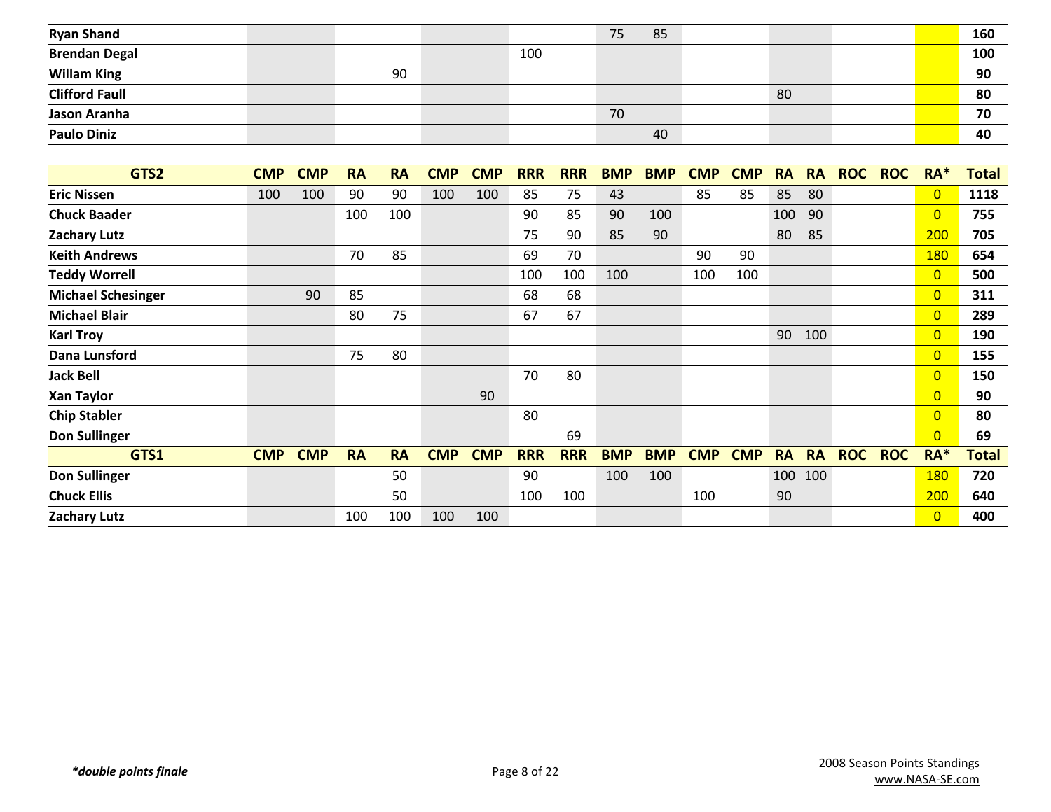| | | | | | | | | | | | | | | | | | | |
|---|---|---|---|---|---|---|---|---|---|---|---|---|---|---|---|---|---|---|
| **Ryan Shand** | | | | | | | | | 75 | 85 | | | | | | | | **160** |
| **Brendan Degal** | | | | | | | 100 | | | | | | | | | | | **100** |
| **Willam King** | | | | 90 | | | | | | | | | | | | | | **90** |
| **Clifford Faull** | | | | | | | | | | | | | 80 | | | | | **80** |
| **Jason Aranha** | | | | | | | | | 70 | | | | | | | | | **70** |
| **Paulo Diniz** | | | | | | | | | | 40 | | | | | | | | **40** |

| **GTS2** | **CMP** | **CMP** | **RA** | **RA** | **CMP** | **CMP** | **RRR** | **RRR** | **BMP** | **BMP** | **CMP** | **CMP** | **RA** | **RA** | **ROC** | **ROC** | **RA*** | **Total** |
|---|---|---|---|---|---|---|---|---|---|---|---|---|---|---|---|---|---|---|
| **Eric Nissen** | 100 | 100 | 90 | 90 | 100 | 100 | 85 | 75 | 43 | | 85 | 85 | 85 | 80 | | | 0 | **1118** |
| **Chuck Baader** | | | 100 | 100 | | | 90 | 85 | 90 | 100 | | | 100 | 90 | | | 0 | **755** |
| **Zachary Lutz** | | | | | | | 75 | 90 | 85 | 90 | | | 80 | 85 | | | 200 | **705** |
| **Keith Andrews** | | | 70 | 85 | | | 69 | 70 | | | 90 | 90 | | | | | 180 | **654** |
| **Teddy Worrell** | | | | | | | 100 | 100 | 100 | | 100 | 100 | | | | | 0 | **500** |
| **Michael Schesinger** | | 90 | 85 | | | | 68 | 68 | | | | | | | | | 0 | **311** |
| **Michael Blair** | | | 80 | 75 | | | 67 | 67 | | | | | | | | | 0 | **289** |
| **Karl Troy** | | | | | | | | | | | | | 90 | 100 | | | 0 | **190** |
| **Dana Lunsford** | | | 75 | 80 | | | | | | | | | | | | | 0 | **155** |
| **Jack Bell** | | | | | | | 70 | 80 | | | | | | | | | 0 | **150** |
| **Xan Taylor** | | | | | | 90 | | | | | | | | | | | 0 | **90** |
| **Chip Stabler** | | | | | | | 80 | | | | | | | | | | 0 | **80** |
| **Don Sullinger** | | | | | | | | 69 | | | | | | | | | 0 | **69** |
| **GTS1** | **CMP** | **CMP** | **RA** | **RA** | **CMP** | **CMP** | **RRR** | **RRR** | **BMP** | **BMP** | **CMP** | **CMP** | **RA** | **RA** | **ROC** | **ROC** | **RA*** | **Total** |
| **Don Sullinger** | | | | 50 | | | 90 | | 100 | 100 | | | 100 | 100 | | | 180 | **720** |
| **Chuck Ellis** | | | | 50 | | | 100 | 100 | | | 100 | | 90 | | | | 200 | **640** |
| **Zachary Lutz** | | | 100 | 100 | 100 | 100 | | | | | | | | | | | 0 | **400** |

***double points finale***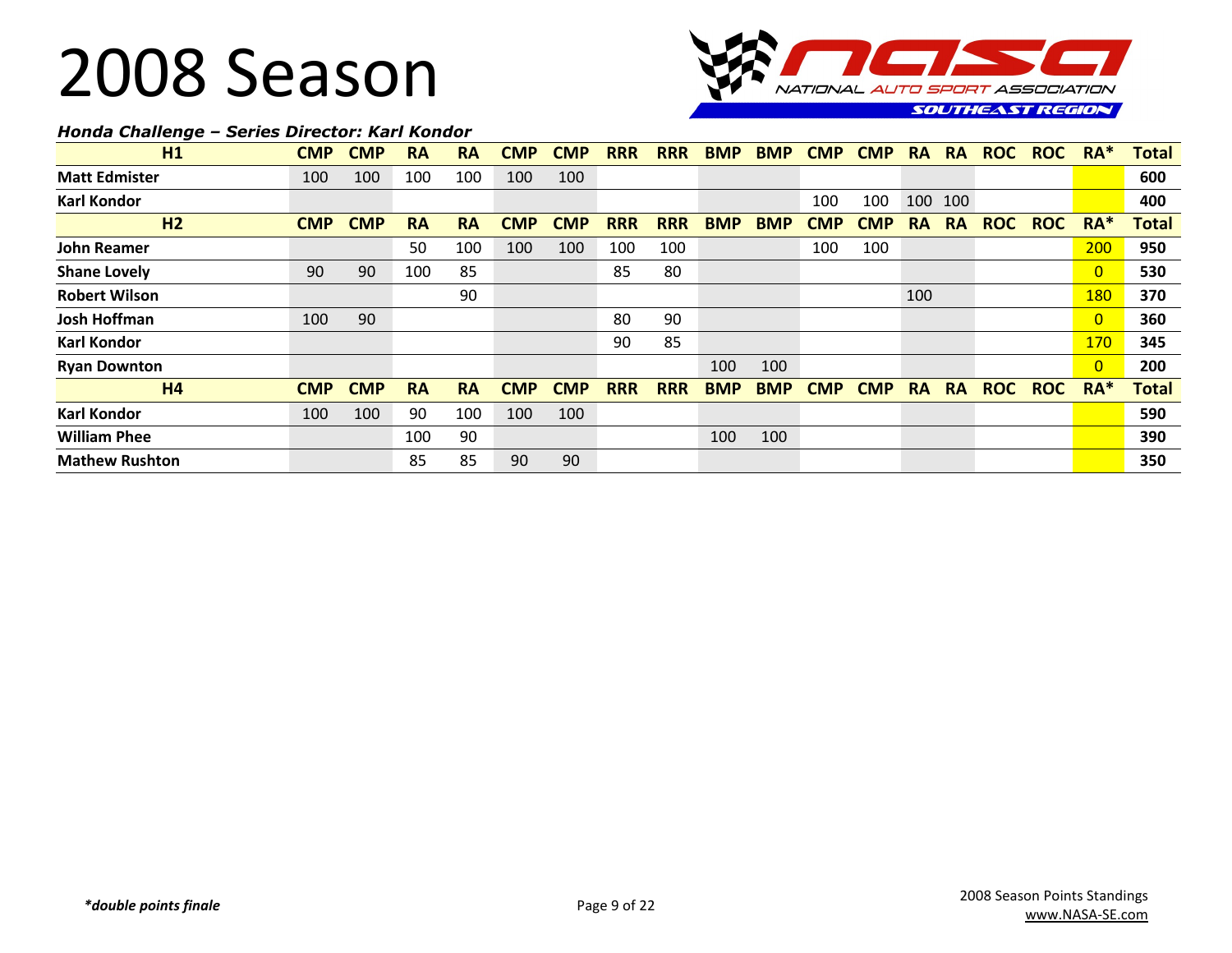# 2008 Season

NASA NATIONAL AUTO SPORT ASSOCIATION SOUTHEAST REGION

***Honda Challenge – Series Director: Karl Kondor***

| H1 | CMP | CMP | RA | RA | CMP | CMP | RRR | RRR | BMP | BMP | CMP | CMP | RA | RA | ROC | ROC | RA* | Total |
|---|---|---|---|---|---|---|---|---|---|---|---|---|---|---|---|---|---|---|
| **Matt Edmister** | 100 | 100 | 100 | 100 | 100 | 100 | | | | | | | | | | | | **600** |
| **Karl Kondor** | | | | | | | | | | | 100 | 100 | 100 | 100 | | | | **400** |
| **H2** | **CMP** | **CMP** | **RA** | **RA** | **CMP** | **CMP** | **RRR** | **RRR** | **BMP** | **BMP** | **CMP** | **CMP** | **RA** | **RA** | **ROC** | **ROC** | **RA*** | **Total** |
| **John Reamer** | | | 50 | 100 | 100 | 100 | 100 | 100 | | | 100 | 100 | | | | | 200 | **950** |
| **Shane Lovely** | 90 | 90 | 100 | 85 | | | 85 | 80 | | | | | | | | | 0 | **530** |
| **Robert Wilson** | | | | 90 | | | | | | | | | 100 | | | | 180 | **370** |
| **Josh Hoffman** | 100 | 90 | | | | | 80 | 90 | | | | | | | | | 0 | **360** |
| **Karl Kondor** | | | | | | | 90 | 85 | | | | | | | | | 170 | **345** |
| **Ryan Downton** | | | | | | | | | 100 | 100 | | | | | | | 0 | **200** |
| **H4** | **CMP** | **CMP** | **RA** | **RA** | **CMP** | **CMP** | **RRR** | **RRR** | **BMP** | **BMP** | **CMP** | **CMP** | **RA** | **RA** | **ROC** | **ROC** | **RA*** | **Total** |
| **Karl Kondor** | 100 | 100 | 90 | 100 | 100 | 100 | | | | | | | | | | | | **590** |
| **William Phee** | | | 100 | 90 | | | | | 100 | 100 | | | | | | | | **390** |
| **Mathew Rushton** | | | 85 | 85 | 90 | 90 | | | | | | | | | | | | **350** |

***double points finale**

2008 Season Points Standings
www.NASA-SE.com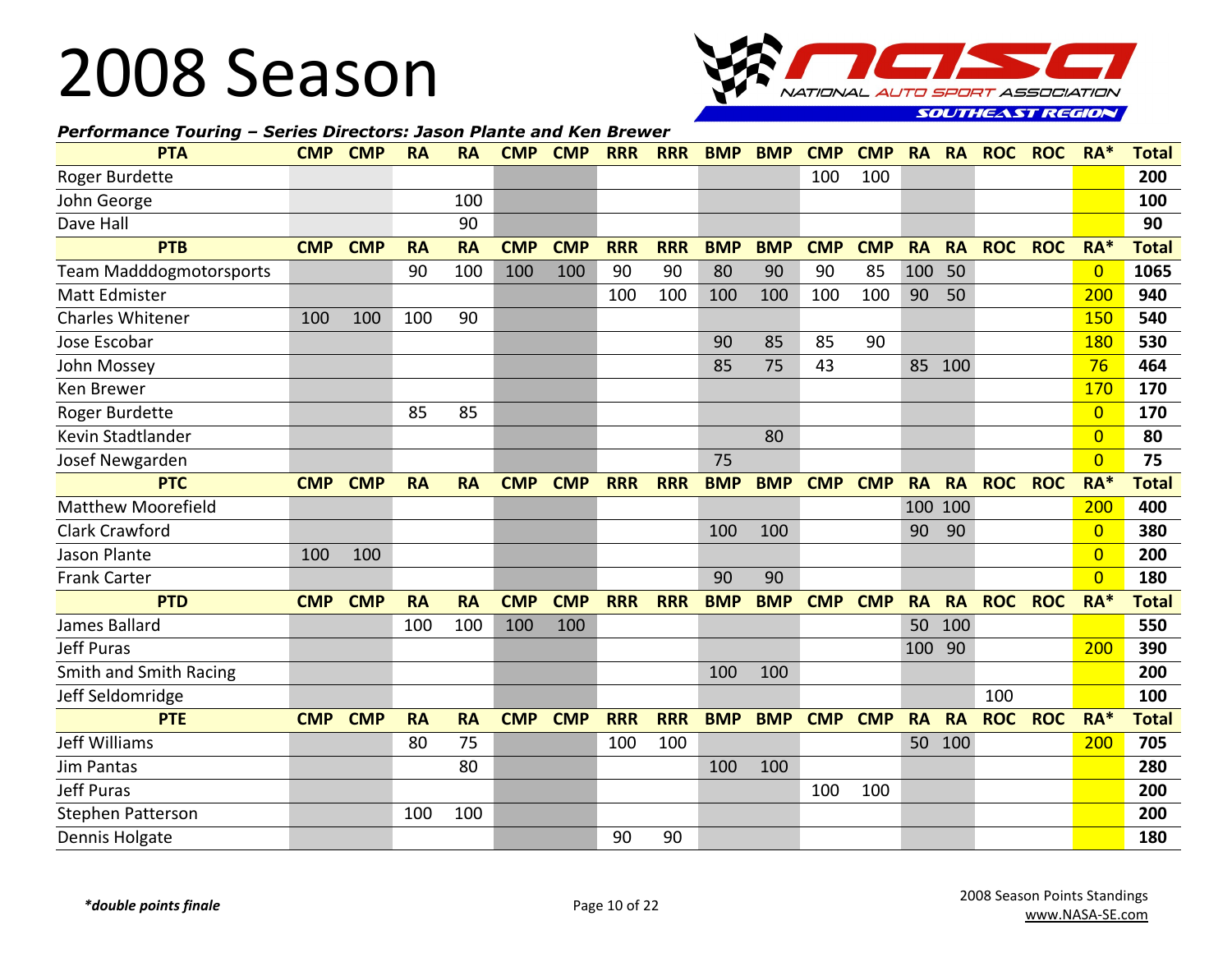# 2008 Season

***Performance Touring – Series Directors: Jason Plante and Ken Brewer***

| PTA | CMP | CMP | RA | RA | CMP | CMP | RRR | RRR | BMP | BMP | CMP | CMP | RA | RA | ROC | ROC | RA* | Total |
|---|---|---|---|---|---|---|---|---|---|---|---|---|---|---|---|---|---|---|
| Roger Burdette | | | | | | | | | | | 100 | 100 | | | | | | 200 |
| John George | | | | 100 | | | | | | | | | | | | | | 100 |
| Dave Hall | | | | 90 | | | | | | | | | | | | | | 90 |
| **PTB** | **CMP** | **CMP** | **RA** | **RA** | **CMP** | **CMP** | **RRR** | **RRR** | **BMP** | **BMP** | **CMP** | **CMP** | **RA** | **RA** | **ROC** | **ROC** | **RA*** | **Total** |
| Team Madddogmotorsports | | | 90 | 100 | 100 | 100 | 90 | 90 | 80 | 90 | 90 | 85 | 100 | 50 | | | 0 | 1065 |
| Matt Edmister | | | | | | | 100 | 100 | 100 | 100 | 100 | 100 | 90 | 50 | | | 200 | 940 |
| Charles Whitener | 100 | 100 | 100 | 90 | | | | | | | | | | | | | 150 | 540 |
| Jose Escobar | | | | | | | | | 90 | 85 | 85 | 90 | | | | | 180 | 530 |
| John Mossey | | | | | | | | | 85 | 75 | 43 | | 85 | 100 | | | 76 | 464 |
| Ken Brewer | | | | | | | | | | | | | | | | | 170 | 170 |
| Roger Burdette | | | 85 | 85 | | | | | | | | | | | | | 0 | 170 |
| Kevin Stadtlander | | | | | | | | | | 80 | | | | | | | 0 | 80 |
| Josef Newgarden | | | | | | | | | 75 | | | | | | | | 0 | 75 |
| **PTC** | **CMP** | **CMP** | **RA** | **RA** | **CMP** | **CMP** | **RRR** | **RRR** | **BMP** | **BMP** | **CMP** | **CMP** | **RA** | **RA** | **ROC** | **ROC** | **RA*** | **Total** |
| Matthew Moorefield | | | | | | | | | | | | | 100 | 100 | | | 200 | 400 |
| Clark Crawford | | | | | | | | | 100 | 100 | | | 90 | 90 | | | 0 | 380 |
| Jason Plante | 100 | 100 | | | | | | | | | | | | | | | 0 | 200 |
| Frank Carter | | | | | | | | | 90 | 90 | | | | | | | 0 | 180 |
| **PTD** | **CMP** | **CMP** | **RA** | **RA** | **CMP** | **CMP** | **RRR** | **RRR** | **BMP** | **BMP** | **CMP** | **CMP** | **RA** | **RA** | **ROC** | **ROC** | **RA*** | **Total** |
| James Ballard | | | 100 | 100 | 100 | 100 | | | | | | | 50 | 100 | | | | 550 |
| Jeff Puras | | | | | | | | | | | | | 100 | 90 | | | 200 | 390 |
| Smith and Smith Racing | | | | | | | | | 100 | 100 | | | | | | | | 200 |
| Jeff Seldomridge | | | | | | | | | | | | | | | 100 | | | 100 |
| **PTE** | **CMP** | **CMP** | **RA** | **RA** | **CMP** | **CMP** | **RRR** | **RRR** | **BMP** | **BMP** | **CMP** | **CMP** | **RA** | **RA** | **ROC** | **ROC** | **RA*** | **Total** |
| Jeff Williams | | | 80 | 75 | | | 100 | 100 | | | | | 50 | 100 | | | 200 | 705 |
| Jim Pantas | | | | 80 | | | | | 100 | 100 | | | | | | | | 280 |
| Jeff Puras | | | | | | | | | | | 100 | 100 | | | | | | 200 |
| Stephen Patterson | | | 100 | 100 | | | | | | | | | | | | | | 200 |
| Dennis Holgate | | | | | | | 90 | 90 | | | | | | | | | | 180 |

***double points finale***

2008 Season Points Standings
www.NASA-SE.com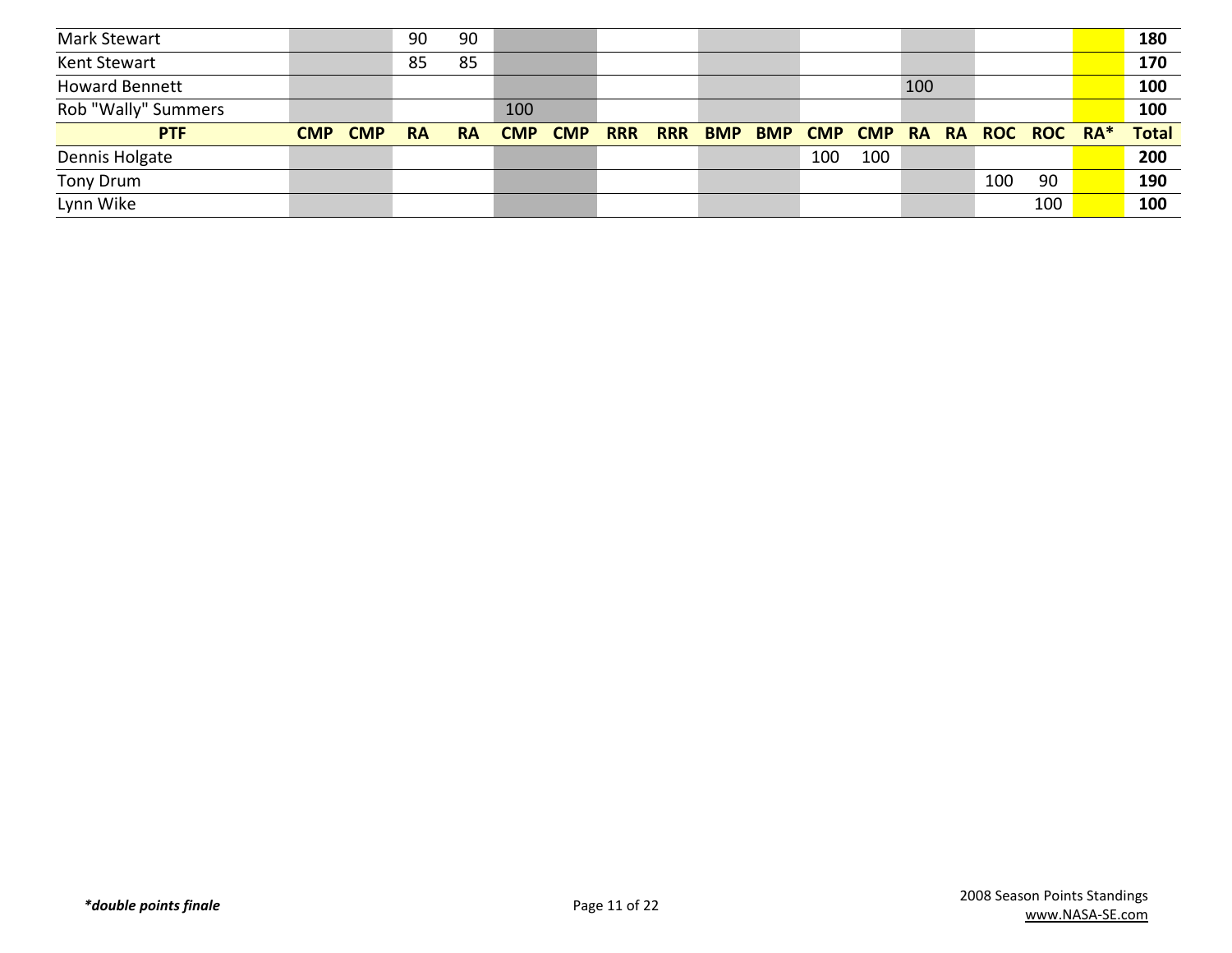| | CMP | CMP | RA | RA | CMP | CMP | RRR | RRR | BMP | BMP | CMP | CMP | RA | RA | ROC | ROC | RA* | Total |
|---|---|---|---|---|---|---|---|---|---|---|---|---|---|---|---|---|---|---|
| Mark Stewart | | | 90 | 90 | | | | | | | | | | | | | | **180** |
| Kent Stewart | | | 85 | 85 | | | | | | | | | | | | | | **170** |
| Howard Bennett | | | | | | | | | | | | | 100 | | | | | **100** |
| Rob "Wally" Summers | | | | | 100 | | | | | | | | | | | | | **100** |

| PTF | CMP | CMP | RA | RA | CMP | CMP | RRR | RRR | BMP | BMP | CMP | CMP | RA | RA | ROC | ROC | RA* | Total |
|---|---|---|---|---|---|---|---|---|---|---|---|---|---|---|---|---|---|---|
| Dennis Holgate | | | | | | | | | | | 100 | 100 | | | | | | **200** |
| Tony Drum | | | | | | | | | | | | | | | 100 | 90 | | **190** |
| Lynn Wike | | | | | | | | | | | | | | | | 100 | | **100** |

***double points finale***

2008 Season Points Standings
www.NASA-SE.com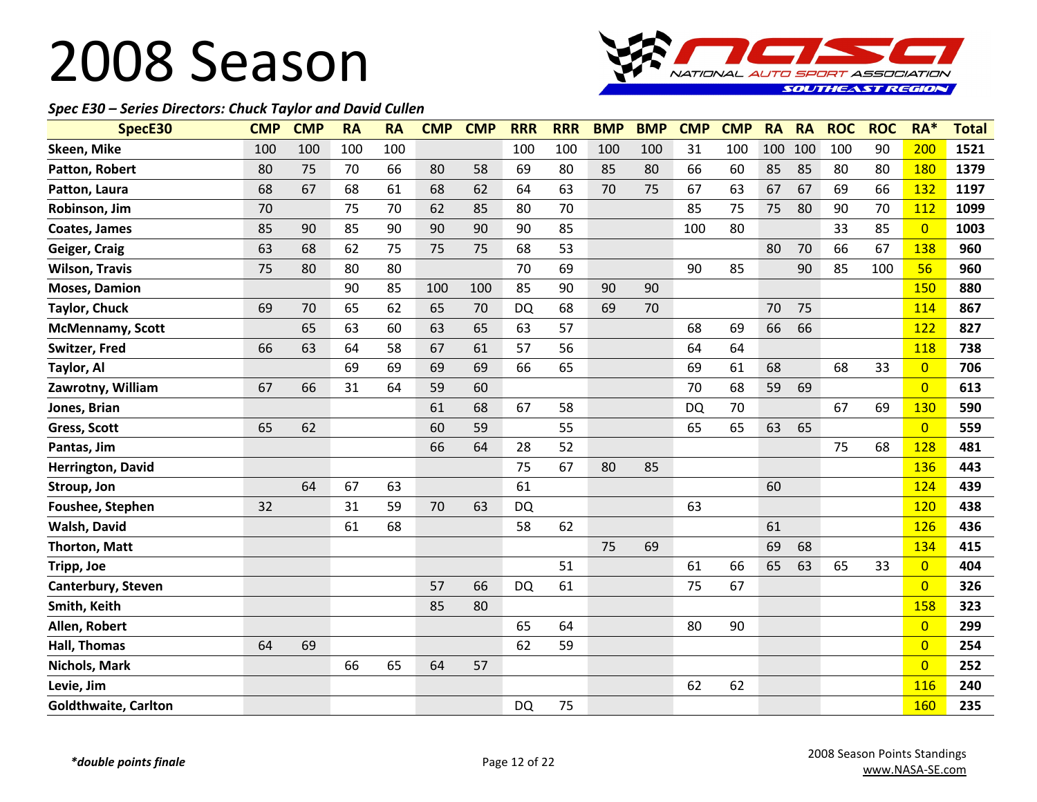# 2008 Season

*Spec E30 – Series Directors: Chuck Taylor and David Cullen*

| SpecE30 | CMP | CMP | RA | RA | CMP | CMP | RRR | RRR | BMP | BMP | CMP | CMP | RA | RA | ROC | ROC | RA* | Total |
|---|---|---|---|---|---|---|---|---|---|---|---|---|---|---|---|---|---|---|
| Skeen, Mike | 100 | 100 | 100 | 100 | | | 100 | 100 | 100 | 100 | 31 | 100 | 100 | 100 | 100 | 90 | 200 | 1521 |
| Patton, Robert | 80 | 75 | 70 | 66 | 80 | 58 | 69 | 80 | 85 | 80 | 66 | 60 | 85 | 85 | 80 | 80 | 180 | 1379 |
| Patton, Laura | 68 | 67 | 68 | 61 | 68 | 62 | 64 | 63 | 70 | 75 | 67 | 63 | 67 | 67 | 69 | 66 | 132 | 1197 |
| Robinson, Jim | 70 | | 75 | 70 | 62 | 85 | 80 | 70 | | | 85 | 75 | 75 | 80 | 90 | 70 | 112 | 1099 |
| Coates, James | 85 | 90 | 85 | 90 | 90 | 90 | 90 | 85 | | | 100 | 80 | | | 33 | 85 | 0 | 1003 |
| Geiger, Craig | 63 | 68 | 62 | 75 | 75 | 75 | 68 | 53 | | | | | 80 | 70 | 66 | 67 | 138 | 960 |
| Wilson, Travis | 75 | 80 | 80 | 80 | | | 70 | 69 | | | 90 | 85 | | 90 | 85 | 100 | 56 | 960 |
| Moses, Damion | | | 90 | 85 | 100 | 100 | 85 | 90 | 90 | 90 | | | | | | | 150 | 880 |
| Taylor, Chuck | 69 | 70 | 65 | 62 | 65 | 70 | DQ | 68 | 69 | 70 | | | 70 | 75 | | | 114 | 867 |
| McMennamy, Scott | | 65 | 63 | 60 | 63 | 65 | 63 | 57 | | | 68 | 69 | 66 | 66 | | | 122 | 827 |
| Switzer, Fred | 66 | 63 | 64 | 58 | 67 | 61 | 57 | 56 | | | 64 | 64 | | | | | 118 | 738 |
| Taylor, Al | | | 69 | 69 | 69 | 69 | 66 | 65 | | | 69 | 61 | 68 | | 68 | 33 | 0 | 706 |
| Zawrotny, William | 67 | 66 | 31 | 64 | 59 | 60 | | | | | 70 | 68 | 59 | 69 | | | 0 | 613 |
| Jones, Brian | | | | | 61 | 68 | 67 | 58 | | | DQ | 70 | | | 67 | 69 | 130 | 590 |
| Gress, Scott | 65 | 62 | | | 60 | 59 | | 55 | | | 65 | 65 | 63 | 65 | | | 0 | 559 |
| Pantas, Jim | | | | | 66 | 64 | 28 | 52 | | | | | | | 75 | 68 | 128 | 481 |
| Herrington, David | | | | | | | 75 | 67 | 80 | 85 | | | | | | | 136 | 443 |
| Stroup, Jon | | 64 | 67 | 63 | | | 61 | | | | | | 60 | | | | 124 | 439 |
| Foushee, Stephen | 32 | | 31 | 59 | 70 | 63 | DQ | | | | 63 | | | | | | 120 | 438 |
| Walsh, David | | | 61 | 68 | | | 58 | 62 | | | | | 61 | | | | 126 | 436 |
| Thorton, Matt | | | | | | | | | 75 | 69 | | | 69 | 68 | | | 134 | 415 |
| Tripp, Joe | | | | | | | | 51 | | | 61 | 66 | 65 | 63 | 65 | 33 | 0 | 404 |
| Canterbury, Steven | | | | | 57 | 66 | DQ | 61 | | | 75 | 67 | | | | | 0 | 326 |
| Smith, Keith | | | | | 85 | 80 | | | | | | | | | | | 158 | 323 |
| Allen, Robert | | | | | | | 65 | 64 | | | 80 | 90 | | | | | 0 | 299 |
| Hall, Thomas | 64 | 69 | | | | | 62 | 59 | | | | | | | | | 0 | 254 |
| Nichols, Mark | | | 66 | 65 | 64 | 57 | | | | | | | | | | | 0 | 252 |
| Levie, Jim | | | | | | | | | | | 62 | 62 | | | | | 116 | 240 |
| Goldthwaite, Carlton | | | | | | | DQ | 75 | | | | | | | | | 160 | 235 |

*\*double points finale*

2008 Season Points Standings
www.NASA-SE.com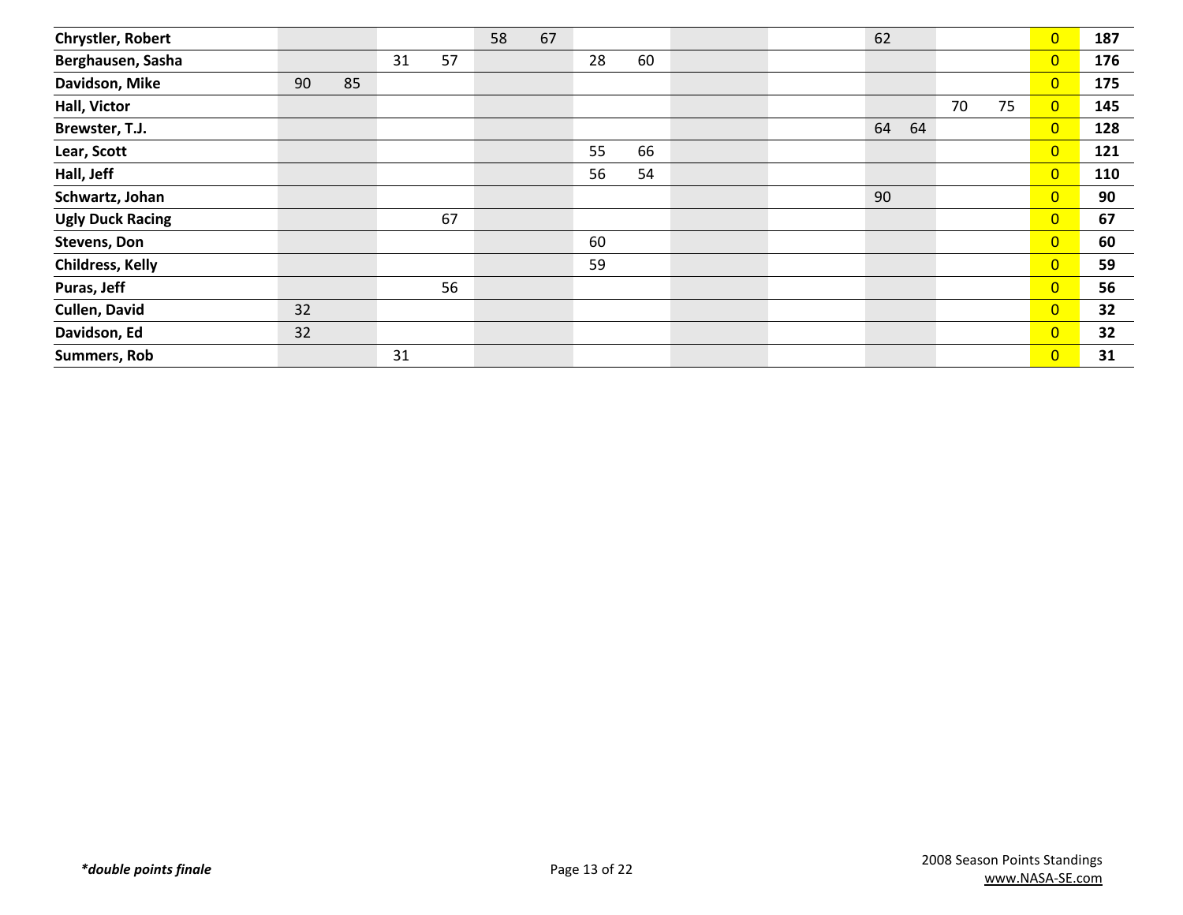| | | | | | | | | | | | | | | | | | | |
|---|---|---|---|---|---|---|---|---|---|---|---|---|---|---|---|---|---|---|
| **Chrystler, Robert** | | | | | 58 | 67 | | | | | | | 62 | | | | 0 | **187** |
| **Berghausen, Sasha** | | | 31 | 57 | | | 28 | 60 | | | | | | | | | 0 | **176** |
| **Davidson, Mike** | 90 | 85 | | | | | | | | | | | | | | | 0 | **175** |
| **Hall, Victor** | | | | | | | | | | | | | | | 70 | 75 | 0 | **145** |
| **Brewster, T.J.** | | | | | | | | | | | | | 64 | 64 | | | 0 | **128** |
| **Lear, Scott** | | | | | | | 55 | 66 | | | | | | | | | 0 | **121** |
| **Hall, Jeff** | | | | | | | 56 | 54 | | | | | | | | | 0 | **110** |
| **Schwartz, Johan** | | | | | | | | | | | | | 90 | | | | 0 | **90** |
| **Ugly Duck Racing** | | | | 67 | | | | | | | | | | | | | 0 | **67** |
| **Stevens, Don** | | | | | | | 60 | | | | | | | | | | 0 | **60** |
| **Childress, Kelly** | | | | | | | 59 | | | | | | | | | | 0 | **59** |
| **Puras, Jeff** | | | | 56 | | | | | | | | | | | | | 0 | **56** |
| **Cullen, David** | 32 | | | | | | | | | | | | | | | | 0 | **32** |
| **Davidson, Ed** | 32 | | | | | | | | | | | | | | | | 0 | **32** |
| **Summers, Rob** | | | 31 | | | | | | | | | | | | | | 0 | **31** |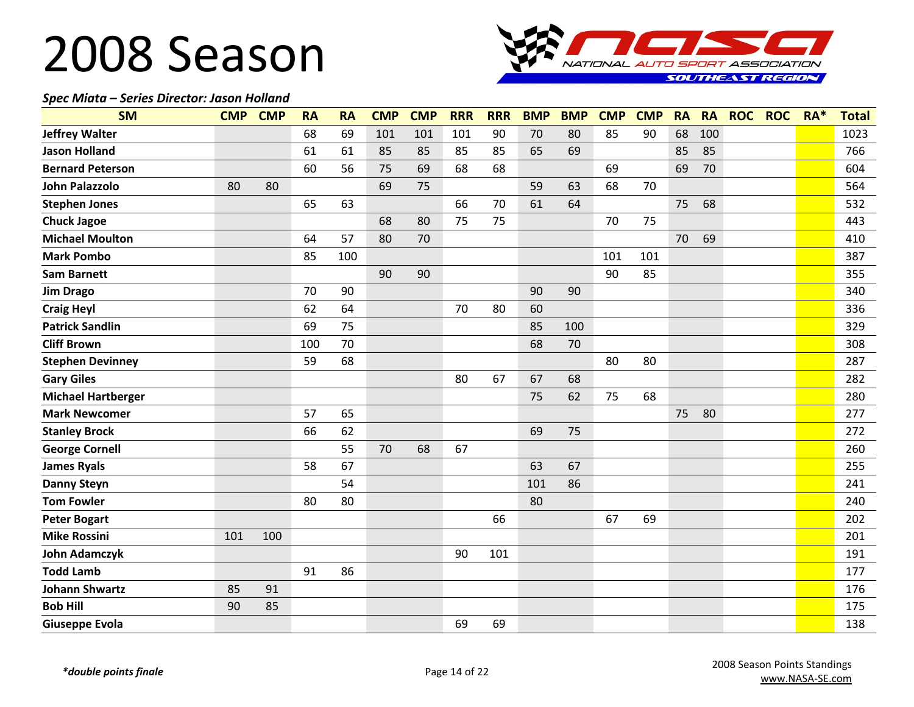# 2008 Season

***Spec Miata – Series Director: Jason Holland***

| SM | CMP | CMP | RA | RA | CMP | CMP | RRR | RRR | BMP | BMP | CMP | CMP | RA | RA | ROC | ROC | RA* | Total |
|---|---|---|---|---|---|---|---|---|---|---|---|---|---|---|---|---|---|---|
| **Jeffrey Walter** | | | 68 | 69 | 101 | 101 | 101 | 90 | 70 | 80 | 85 | 90 | 68 | 100 | | | | 1023 |
| **Jason Holland** | | | 61 | 61 | 85 | 85 | 85 | 85 | 65 | 69 | | | 85 | 85 | | | | 766 |
| **Bernard Peterson** | | | 60 | 56 | 75 | 69 | 68 | 68 | | | 69 | | 69 | 70 | | | | 604 |
| **John Palazzolo** | 80 | 80 | | | 69 | 75 | | | 59 | 63 | 68 | 70 | | | | | | 564 |
| **Stephen Jones** | | | 65 | 63 | | | 66 | 70 | 61 | 64 | | | 75 | 68 | | | | 532 |
| **Chuck Jagoe** | | | | | 68 | 80 | 75 | 75 | | | 70 | 75 | | | | | | 443 |
| **Michael Moulton** | | | 64 | 57 | 80 | 70 | | | | | | | 70 | 69 | | | | 410 |
| **Mark Pombo** | | | 85 | 100 | | | | | | | 101 | 101 | | | | | | 387 |
| **Sam Barnett** | | | | | 90 | 90 | | | | | 90 | 85 | | | | | | 355 |
| **Jim Drago** | | | 70 | 90 | | | | | 90 | 90 | | | | | | | | 340 |
| **Craig Heyl** | | | 62 | 64 | | | 70 | 80 | 60 | | | | | | | | | 336 |
| **Patrick Sandlin** | | | 69 | 75 | | | | | 85 | 100 | | | | | | | | 329 |
| **Cliff Brown** | | | 100 | 70 | | | | | 68 | 70 | | | | | | | | 308 |
| **Stephen Devinney** | | | 59 | 68 | | | | | | | 80 | 80 | | | | | | 287 |
| **Gary Giles** | | | | | | | 80 | 67 | 67 | 68 | | | | | | | | 282 |
| **Michael Hartberger** | | | | | | | | | 75 | 62 | 75 | 68 | | | | | | 280 |
| **Mark Newcomer** | | | 57 | 65 | | | | | | | | | 75 | 80 | | | | 277 |
| **Stanley Brock** | | | 66 | 62 | | | | | 69 | 75 | | | | | | | | 272 |
| **George Cornell** | | | | 55 | 70 | 68 | 67 | | | | | | | | | | | 260 |
| **James Ryals** | | | 58 | 67 | | | | | 63 | 67 | | | | | | | | 255 |
| **Danny Steyn** | | | | 54 | | | | | 101 | 86 | | | | | | | | 241 |
| **Tom Fowler** | | | 80 | 80 | | | | | 80 | | | | | | | | | 240 |
| **Peter Bogart** | | | | | | | | 66 | | | 67 | 69 | | | | | | 202 |
| **Mike Rossini** | 101 | 100 | | | | | | | | | | | | | | | | 201 |
| **John Adamczyk** | | | | | | | 90 | 101 | | | | | | | | | | 191 |
| **Todd Lamb** | | | 91 | 86 | | | | | | | | | | | | | | 177 |
| **Johann Shwartz** | 85 | 91 | | | | | | | | | | | | | | | | 176 |
| **Bob Hill** | 90 | 85 | | | | | | | | | | | | | | | | 175 |
| **Giuseppe Evola** | | | | | | | 69 | 69 | | | | | | | | | | 138 |

***double points finale**

2008 Season Points Standings
www.NASA-SE.com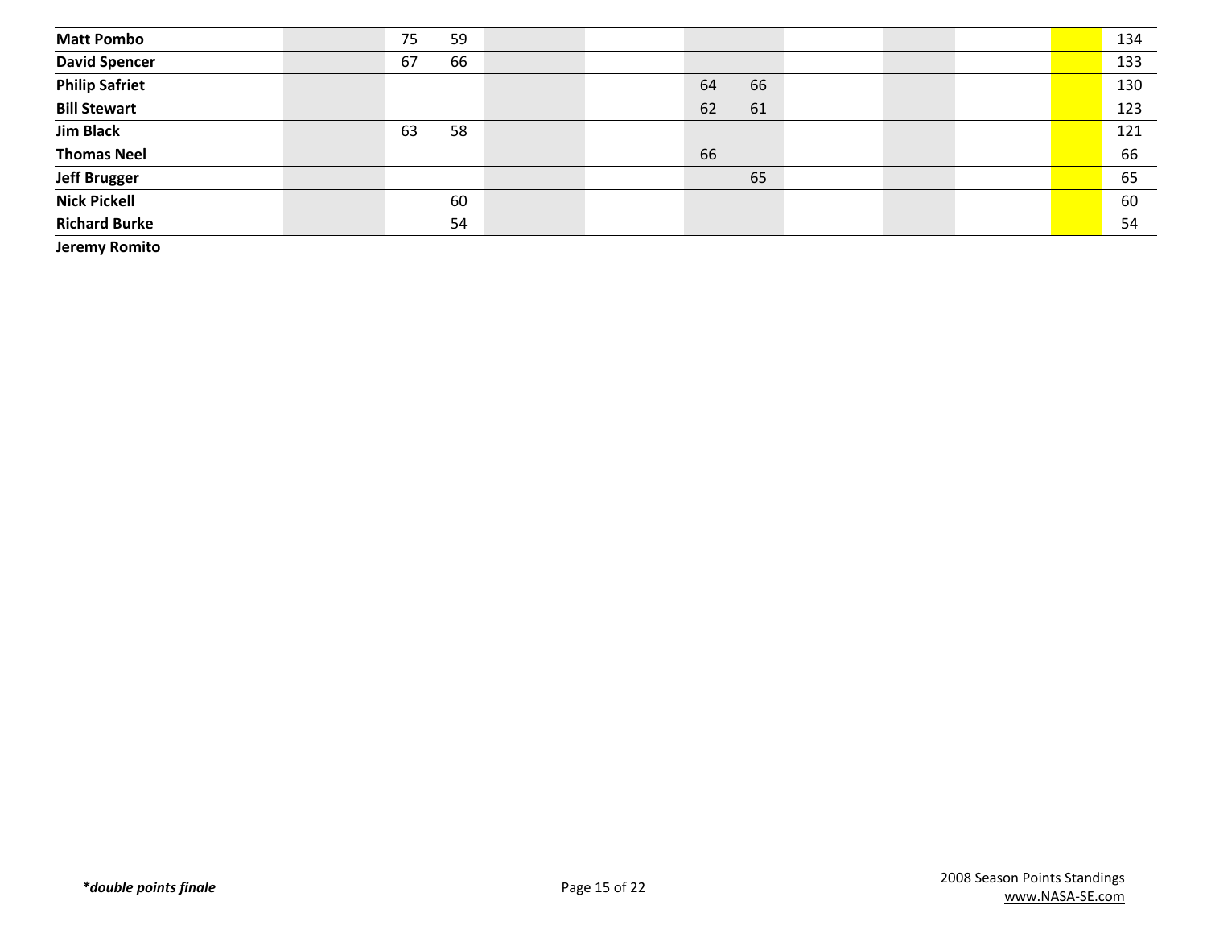| | | | | | | | | | | | | | | | | |
|---|---|---|---|---|---|---|---|---|---|---|---|---|---|---|---|---|
| **Matt Pombo** | | | 75 | 59 | | | | | | | | | | | | 134 |
| **David Spencer** | | | 67 | 66 | | | | | | | | | | | | 133 |
| **Philip Safriet** | | | | | | | | | 64 | 66 | | | | | | 130 |
| **Bill Stewart** | | | | | | | | | 62 | 61 | | | | | | 123 |
| **Jim Black** | | | 63 | 58 | | | | | | | | | | | | 121 |
| **Thomas Neel** | | | | | | | | | 66 | | | | | | | 66 |
| **Jeff Brugger** | | | | | | | | | | 65 | | | | | | 65 |
| **Nick Pickell** | | | | 60 | | | | | | | | | | | | 60 |
| **Richard Burke** | | | | 54 | | | | | | | | | | | | 54 |
| **Jeremy Romito** | | | | | | | | | | | | | | | | |

***double points finale**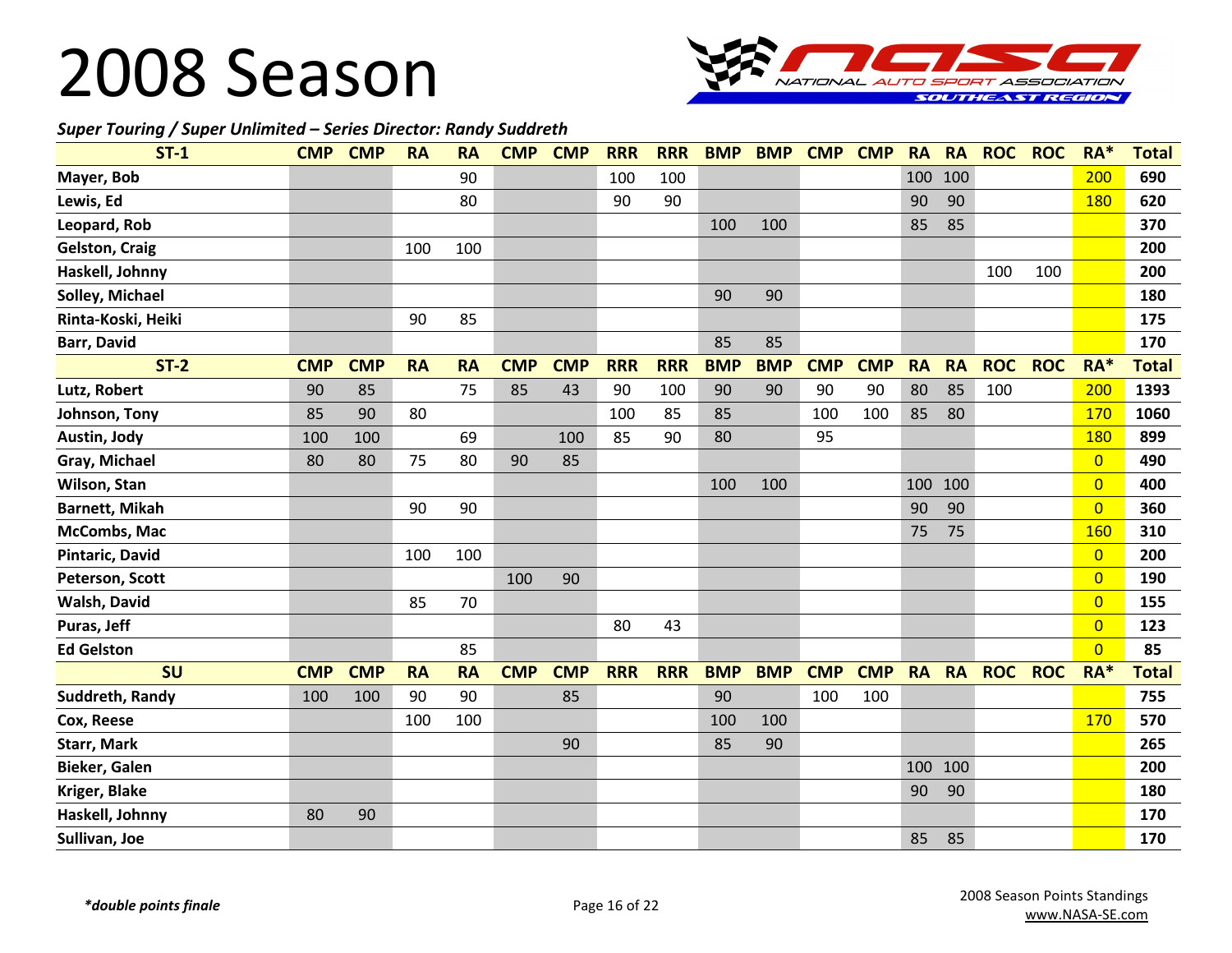# 2008 Season

*Super Touring / Super Unlimited – Series Director: Randy Suddreth*

| ST-1 | CMP | CMP | RA | RA | CMP | CMP | RRR | RRR | BMP | BMP | CMP | CMP | RA | RA | ROC | ROC | RA* | Total |
|---|---|---|---|---|---|---|---|---|---|---|---|---|---|---|---|---|---|---|
| Mayer, Bob | | | | 90 | | | 100 | 100 | | | | | 100 | 100 | | | 200 | 690 |
| Lewis, Ed | | | | 80 | | | 90 | 90 | | | | | 90 | 90 | | | 180 | 620 |
| Leopard, Rob | | | | | | | | | 100 | 100 | | | 85 | 85 | | | | 370 |
| Gelston, Craig | | | 100 | 100 | | | | | | | | | | | | | | 200 |
| Haskell, Johnny | | | | | | | | | | | | | | | 100 | 100 | | 200 |
| Solley, Michael | | | | | | | | | 90 | 90 | | | | | | | | 180 |
| Rinta-Koski, Heiki | | | 90 | 85 | | | | | | | | | | | | | | 175 |
| Barr, David | | | | | | | | | 85 | 85 | | | | | | | | 170 |
| **ST-2** | **CMP** | **CMP** | **RA** | **RA** | **CMP** | **CMP** | **RRR** | **RRR** | **BMP** | **BMP** | **CMP** | **CMP** | **RA** | **RA** | **ROC** | **ROC** | **RA*** | **Total** |
| Lutz, Robert | 90 | 85 | | 75 | 85 | 43 | 90 | 100 | 90 | 90 | 90 | 90 | 80 | 85 | 100 | | 200 | 1393 |
| Johnson, Tony | 85 | 90 | 80 | | | | 100 | 85 | 85 | | 100 | 100 | 85 | 80 | | | 170 | 1060 |
| Austin, Jody | 100 | 100 | | 69 | | 100 | 85 | 90 | 80 | | 95 | | | | | | 180 | 899 |
| Gray, Michael | 80 | 80 | 75 | 80 | 90 | 85 | | | | | | | | | | | 0 | 490 |
| Wilson, Stan | | | | | | | | | 100 | 100 | | | 100 | 100 | | | 0 | 400 |
| Barnett, Mikah | | | 90 | 90 | | | | | | | | | 90 | 90 | | | 0 | 360 |
| McCombs, Mac | | | | | | | | | | | | | 75 | 75 | | | 160 | 310 |
| Pintaric, David | | | 100 | 100 | | | | | | | | | | | | | 0 | 200 |
| Peterson, Scott | | | | | 100 | 90 | | | | | | | | | | | 0 | 190 |
| Walsh, David | | | 85 | 70 | | | | | | | | | | | | | 0 | 155 |
| Puras, Jeff | | | | | | | 80 | 43 | | | | | | | | | 0 | 123 |
| Ed Gelston | | | | 85 | | | | | | | | | | | | | 0 | 85 |
| **SU** | **CMP** | **CMP** | **RA** | **RA** | **CMP** | **CMP** | **RRR** | **RRR** | **BMP** | **BMP** | **CMP** | **CMP** | **RA** | **RA** | **ROC** | **ROC** | **RA*** | **Total** |
| Suddreth, Randy | 100 | 100 | 90 | 90 | | 85 | | | 90 | | 100 | 100 | | | | | | 755 |
| Cox, Reese | | | 100 | 100 | | | | | 100 | 100 | | | | | | | 170 | 570 |
| Starr, Mark | | | | | | 90 | | | 85 | 90 | | | | | | | | 265 |
| Bieker, Galen | | | | | | | | | | | | | 100 | 100 | | | | 200 |
| Kriger, Blake | | | | | | | | | | | | | 90 | 90 | | | | 180 |
| Haskell, Johnny | 80 | 90 | | | | | | | | | | | | | | | | 170 |
| Sullivan, Joe | | | | | | | | | | | | | 85 | 85 | | | | 170 |

***double points finale**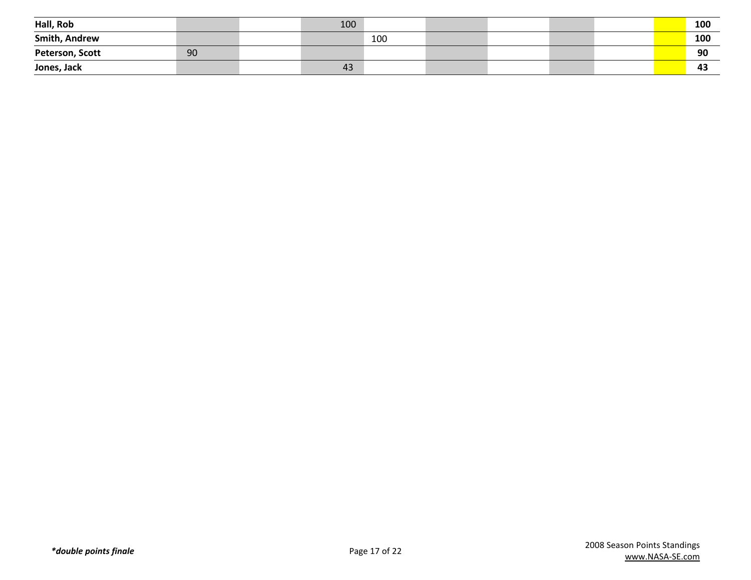| | | | | | | | | | | |
|---|---|---|---|---|---|---|---|---|---|---|
| **Hall, Rob** | | | 100 | | | | | | | **100** |
| **Smith, Andrew** | | | | 100 | | | | | | **100** |
| **Peterson, Scott** | 90 | | | | | | | | | **90** |
| **Jones, Jack** | | | 43 | | | | | | | **43** |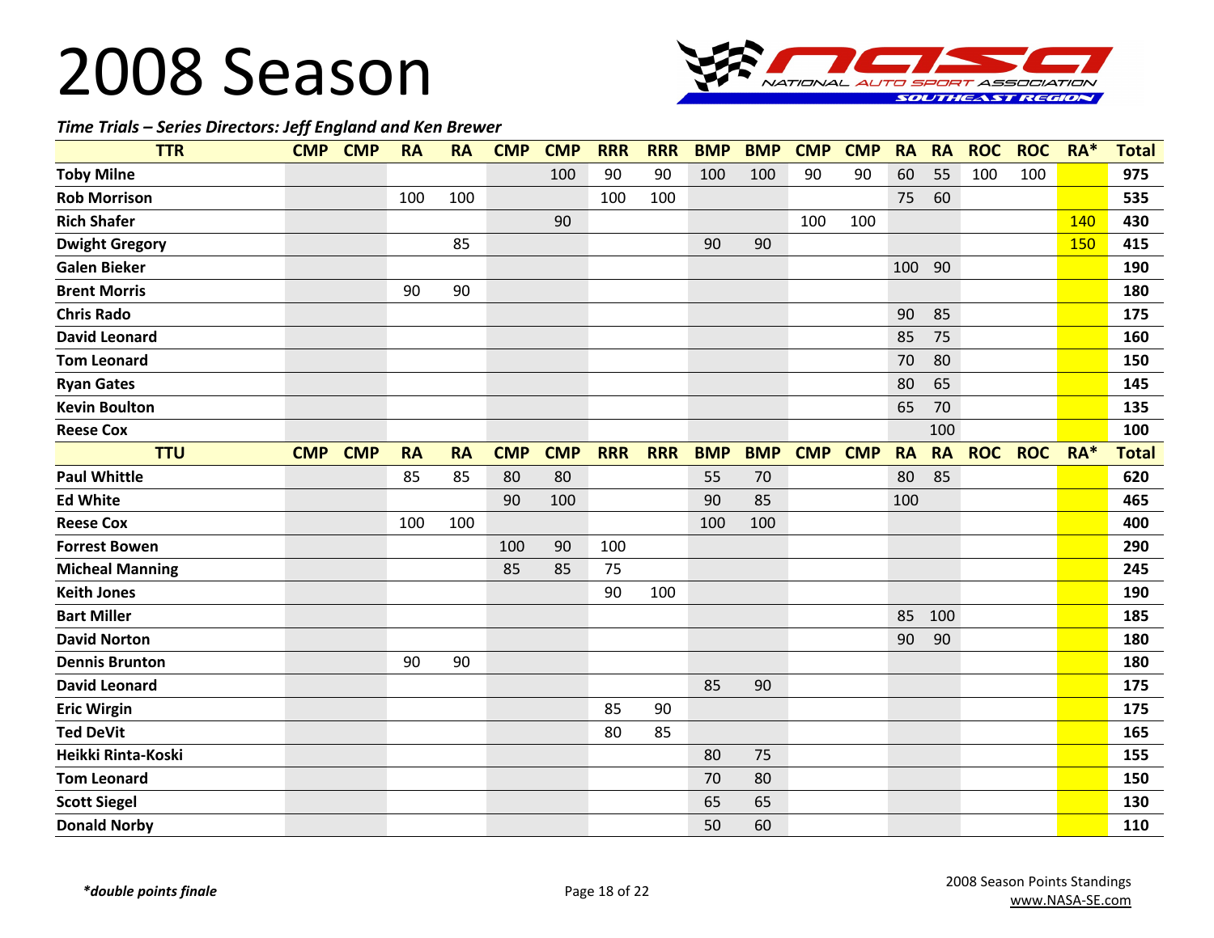# 2008 Season

*Time Trials – Series Directors: Jeff England and Ken Brewer*

| TTR | CMP | CMP | RA | RA | CMP | CMP | RRR | RRR | BMP | BMP | CMP | CMP | RA | RA | ROC | ROC | RA* | Total |
|---|---|---|---|---|---|---|---|---|---|---|---|---|---|---|---|---|---|---|
| Toby Milne | | | | | | 100 | 90 | 90 | 100 | 100 | 90 | 90 | 60 | 55 | 100 | 100 | | 975 |
| Rob Morrison | | | 100 | 100 | | | 100 | 100 | | | | | 75 | 60 | | | | 535 |
| Rich Shafer | | | | | | 90 | | | | | 100 | 100 | | | | | 140 | 430 |
| Dwight Gregory | | | | 85 | | | | | 90 | 90 | | | | | | | 150 | 415 |
| Galen Bieker | | | | | | | | | | | | | 100 | 90 | | | | 190 |
| Brent Morris | | | 90 | 90 | | | | | | | | | | | | | | 180 |
| Chris Rado | | | | | | | | | | | | | 90 | 85 | | | | 175 |
| David Leonard | | | | | | | | | | | | | 85 | 75 | | | | 160 |
| Tom Leonard | | | | | | | | | | | | | 70 | 80 | | | | 150 |
| Ryan Gates | | | | | | | | | | | | | 80 | 65 | | | | 145 |
| Kevin Boulton | | | | | | | | | | | | | 65 | 70 | | | | 135 |
| Reese Cox | | | | | | | | | | | | | | 100 | | | | 100 |
| **TTU** | **CMP** | **CMP** | **RA** | **RA** | **CMP** | **CMP** | **RRR** | **RRR** | **BMP** | **BMP** | **CMP** | **CMP** | **RA** | **RA** | **ROC** | **ROC** | **RA*** | **Total** |
| Paul Whittle | | | 85 | 85 | 80 | 80 | | | 55 | 70 | | | 80 | 85 | | | | 620 |
| Ed White | | | | | 90 | 100 | | | 90 | 85 | | | 100 | | | | | 465 |
| Reese Cox | | | 100 | 100 | | | | | 100 | 100 | | | | | | | | 400 |
| Forrest Bowen | | | | | 100 | 90 | 100 | | | | | | | | | | | 290 |
| Micheal Manning | | | | | 85 | 85 | 75 | | | | | | | | | | | 245 |
| Keith Jones | | | | | | | 90 | 100 | | | | | | | | | | 190 |
| Bart Miller | | | | | | | | | | | | | 85 | 100 | | | | 185 |
| David Norton | | | | | | | | | | | | | 90 | 90 | | | | 180 |
| Dennis Brunton | | | 90 | 90 | | | | | | | | | | | | | | 180 |
| David Leonard | | | | | | | | | 85 | 90 | | | | | | | | 175 |
| Eric Wirgin | | | | | | | 85 | 90 | | | | | | | | | | 175 |
| Ted DeVit | | | | | | | 80 | 85 | | | | | | | | | | 165 |
| Heikki Rinta-Koski | | | | | | | | | 80 | 75 | | | | | | | | 155 |
| Tom Leonard | | | | | | | | | 70 | 80 | | | | | | | | 150 |
| Scott Siegel | | | | | | | | | 65 | 65 | | | | | | | | 130 |
| Donald Norby | | | | | | | | | 50 | 60 | | | | | | | | 110 |

*\*double points finale*

2008 Season Points Standings
www.NASA-SE.com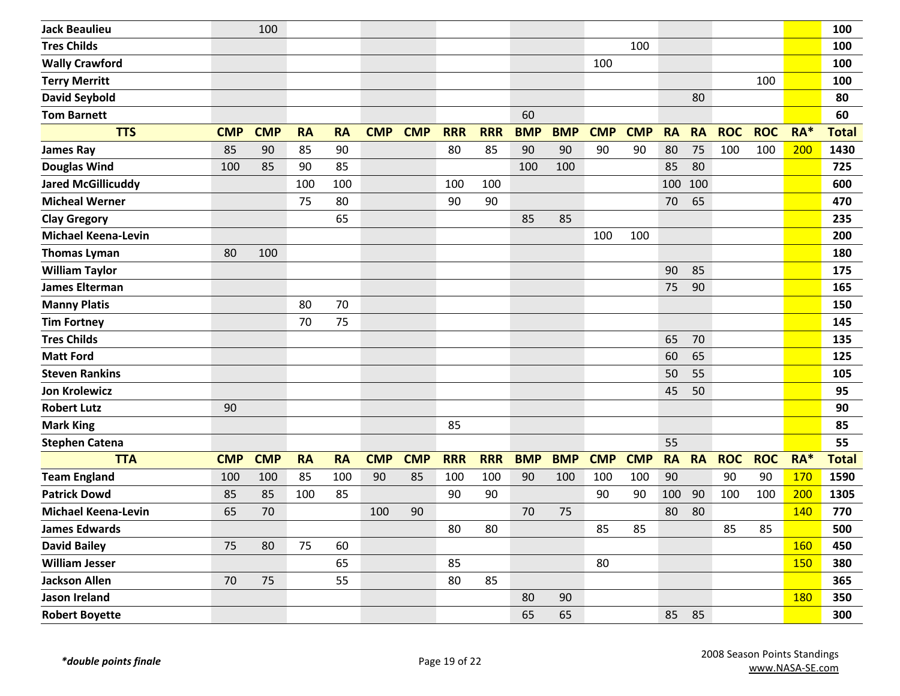| | | | | | | | | | | | | | | | | | | |
|---|---|---|---|---|---|---|---|---|---|---|---|---|---|---|---|---|---|---|
| **Jack Beaulieu** | | 100 | | | | | | | | | | | | | | | | **100** |
| **Tres Childs** | | | | | | | | | | | | 100 | | | | | | **100** |
| **Wally Crawford** | | | | | | | | | | | 100 | | | | | | | **100** |
| **Terry Merritt** | | | | | | | | | | | | | | | | 100 | | **100** |
| **David Seybold** | | | | | | | | | | | | | | 80 | | | | **80** |
| **Tom Barnett** | | | | | | | | | 60 | | | | | | | | | **60** |

| **TTS** | **CMP** | **CMP** | **RA** | **RA** | **CMP** | **CMP** | **RRR** | **RRR** | **BMP** | **BMP** | **CMP** | **CMP** | **RA** | **RA** | **ROC** | **ROC** | **RA*** | **Total** |
|---|---|---|---|---|---|---|---|---|---|---|---|---|---|---|---|---|---|---|
| **James Ray** | 85 | 90 | 85 | 90 | | | 80 | 85 | 90 | 90 | 90 | 90 | 80 | 75 | 100 | 100 | 200 | **1430** |
| **Douglas Wind** | 100 | 85 | 90 | 85 | | | | | 100 | 100 | | | 85 | 80 | | | | **725** |
| **Jared McGillicuddy** | | | 100 | 100 | | | 100 | 100 | | | | | 100 | 100 | | | | **600** |
| **Micheal Werner** | | | 75 | 80 | | | 90 | 90 | | | | | 70 | 65 | | | | **470** |
| **Clay Gregory** | | | | 65 | | | | | 85 | 85 | | | | | | | | **235** |
| **Michael Keena-Levin** | | | | | | | | | | | 100 | 100 | | | | | | **200** |
| **Thomas Lyman** | 80 | 100 | | | | | | | | | | | | | | | | **180** |
| **William Taylor** | | | | | | | | | | | | | 90 | 85 | | | | **175** |
| **James Elterman** | | | | | | | | | | | | | 75 | 90 | | | | **165** |
| **Manny Platis** | | | 80 | 70 | | | | | | | | | | | | | | **150** |
| **Tim Fortney** | | | 70 | 75 | | | | | | | | | | | | | | **145** |
| **Tres Childs** | | | | | | | | | | | | | 65 | 70 | | | | **135** |
| **Matt Ford** | | | | | | | | | | | | | 60 | 65 | | | | **125** |
| **Steven Rankins** | | | | | | | | | | | | | 50 | 55 | | | | **105** |
| **Jon Krolewicz** | | | | | | | | | | | | | 45 | 50 | | | | **95** |
| **Robert Lutz** | 90 | | | | | | | | | | | | | | | | | **90** |
| **Mark King** | | | | | | | 85 | | | | | | | | | | | **85** |
| **Stephen Catena** | | | | | | | | | | | | | 55 | | | | | **55** |

| **TTA** | **CMP** | **CMP** | **RA** | **RA** | **CMP** | **CMP** | **RRR** | **RRR** | **BMP** | **BMP** | **CMP** | **CMP** | **RA** | **RA** | **ROC** | **ROC** | **RA*** | **Total** |
|---|---|---|---|---|---|---|---|---|---|---|---|---|---|---|---|---|---|---|
| **Team England** | 100 | 100 | 85 | 100 | 90 | 85 | 100 | 100 | 90 | 100 | 100 | 100 | 90 | | 90 | 90 | 170 | **1590** |
| **Patrick Dowd** | 85 | 85 | 100 | 85 | | | 90 | 90 | | | 90 | 90 | 100 | 90 | 100 | 100 | 200 | **1305** |
| **Michael Keena-Levin** | 65 | 70 | | | 100 | 90 | | | 70 | 75 | | | 80 | 80 | | | 140 | **770** |
| **James Edwards** | | | | | | | 80 | 80 | | | 85 | 85 | | | 85 | 85 | | **500** |
| **David Bailey** | 75 | 80 | 75 | 60 | | | | | | | | | | | | | 160 | **450** |
| **William Jesser** | | | | 65 | | | 85 | | | | 80 | | | | | | 150 | **380** |
| **Jackson Allen** | 70 | 75 | | 55 | | | 80 | 85 | | | | | | | | | | **365** |
| **Jason Ireland** | | | | | | | | | 80 | 90 | | | | | | | 180 | **350** |
| **Robert Boyette** | | | | | | | | | 65 | 65 | | | 85 | 85 | | | | **300** |

***double points finale***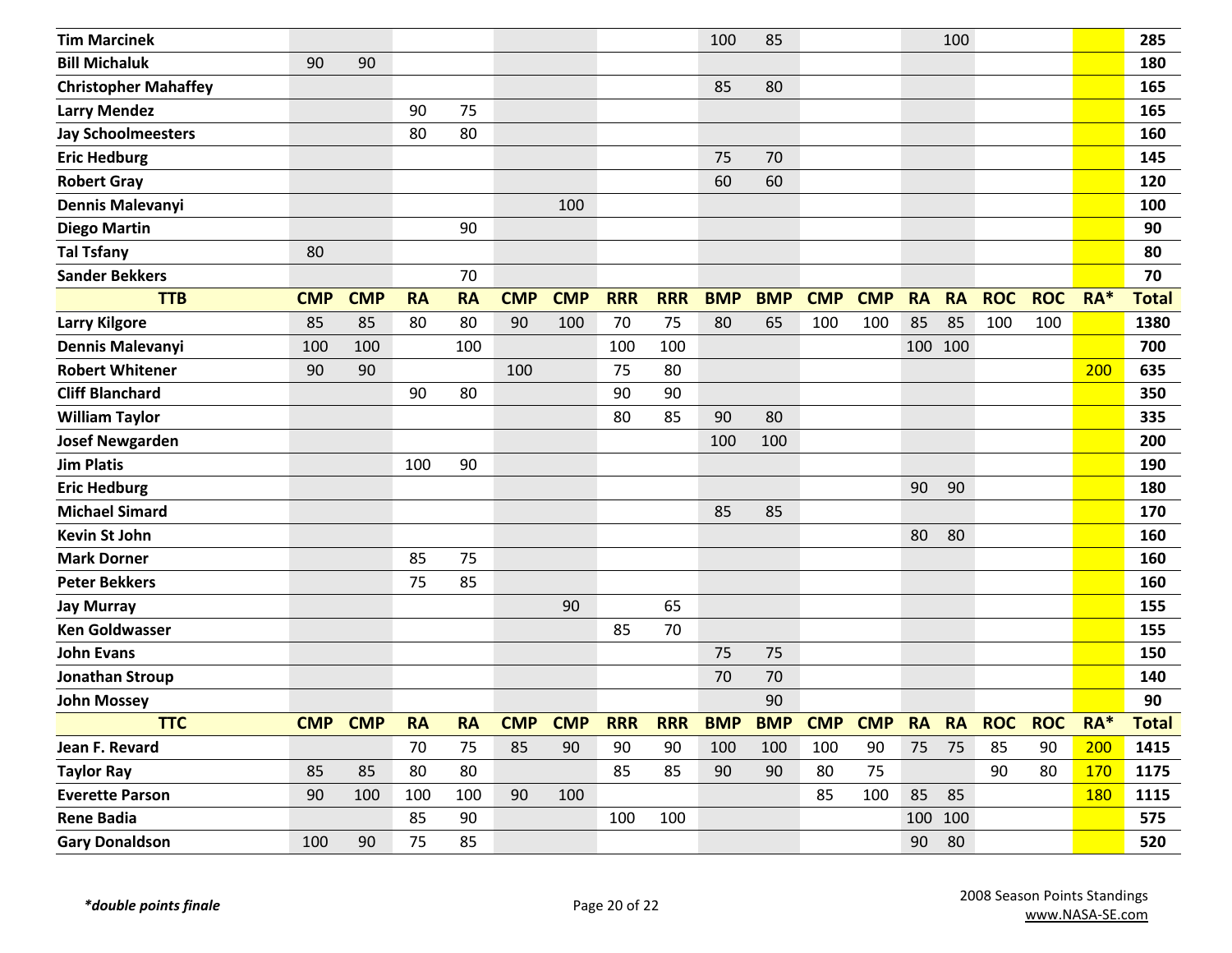| | CMP | CMP | RA | RA | CMP | CMP | RRR | RRR | BMP | BMP | CMP | CMP | RA | RA | ROC | ROC | RA* | Total |
|---|---|---|---|---|---|---|---|---|---|---|---|---|---|---|---|---|---|---|
| **Tim Marcinek** | | | | | | | | | 100 | 85 | | | | 100 | | | | **285** |
| **Bill Michaluk** | 90 | 90 | | | | | | | | | | | | | | | | **180** |
| **Christopher Mahaffey** | | | | | | | | | 85 | 80 | | | | | | | | **165** |
| **Larry Mendez** | | | 90 | 75 | | | | | | | | | | | | | | **165** |
| **Jay Schoolmeesters** | | | 80 | 80 | | | | | | | | | | | | | | **160** |
| **Eric Hedburg** | | | | | | | | | 75 | 70 | | | | | | | | **145** |
| **Robert Gray** | | | | | | | | | 60 | 60 | | | | | | | | **120** |
| **Dennis Malevanyi** | | | | | | 100 | | | | | | | | | | | | **100** |
| **Diego Martin** | | | | 90 | | | | | | | | | | | | | | **90** |
| **Tal Tsfany** | 80 | | | | | | | | | | | | | | | | | **80** |
| **Sander Bekkers** | | | | 70 | | | | | | | | | | | | | | **70** |
| **TTB** | **CMP** | **CMP** | **RA** | **RA** | **CMP** | **CMP** | **RRR** | **RRR** | **BMP** | **BMP** | **CMP** | **CMP** | **RA** | **RA** | **ROC** | **ROC** | **RA*** | **Total** |
| **Larry Kilgore** | 85 | 85 | 80 | 80 | 90 | 100 | 70 | 75 | 80 | 65 | 100 | 100 | 85 | 85 | 100 | 100 | | **1380** |
| **Dennis Malevanyi** | 100 | 100 | | 100 | | | 100 | 100 | | | | | 100 | 100 | | | | **700** |
| **Robert Whitener** | 90 | 90 | | | 100 | | 75 | 80 | | | | | | | | | 200 | **635** |
| **Cliff Blanchard** | | | 90 | 80 | | | 90 | 90 | | | | | | | | | | **350** |
| **William Taylor** | | | | | | | 80 | 85 | 90 | 80 | | | | | | | | **335** |
| **Josef Newgarden** | | | | | | | | | 100 | 100 | | | | | | | | **200** |
| **Jim Platis** | | | 100 | 90 | | | | | | | | | | | | | | **190** |
| **Eric Hedburg** | | | | | | | | | | | | | 90 | 90 | | | | **180** |
| **Michael Simard** | | | | | | | | | 85 | 85 | | | | | | | | **170** |
| **Kevin St John** | | | | | | | | | | | | | 80 | 80 | | | | **160** |
| **Mark Dorner** | | | 85 | 75 | | | | | | | | | | | | | | **160** |
| **Peter Bekkers** | | | 75 | 85 | | | | | | | | | | | | | | **160** |
| **Jay Murray** | | | | | | 90 | | 65 | | | | | | | | | | **155** |
| **Ken Goldwasser** | | | | | | | 85 | 70 | | | | | | | | | | **155** |
| **John Evans** | | | | | | | | | 75 | 75 | | | | | | | | **150** |
| **Jonathan Stroup** | | | | | | | | | 70 | 70 | | | | | | | | **140** |
| **John Mossey** | | | | | | | | | | 90 | | | | | | | | **90** |
| **TTC** | **CMP** | **CMP** | **RA** | **RA** | **CMP** | **CMP** | **RRR** | **RRR** | **BMP** | **BMP** | **CMP** | **CMP** | **RA** | **RA** | **ROC** | **ROC** | **RA*** | **Total** |
| **Jean F. Revard** | | | 70 | 75 | 85 | 90 | 90 | 90 | 100 | 100 | 100 | 90 | 75 | 75 | 85 | 90 | 200 | **1415** |
| **Taylor Ray** | 85 | 85 | 80 | 80 | | | 85 | 85 | 90 | 90 | 80 | 75 | | | 90 | 80 | 170 | **1175** |
| **Everette Parson** | 90 | 100 | 100 | 100 | 90 | 100 | | | | | 85 | 100 | 85 | 85 | | | 180 | **1115** |
| **Rene Badia** | | | 85 | 90 | | | 100 | 100 | | | | | 100 | 100 | | | | **575** |
| **Gary Donaldson** | 100 | 90 | 75 | 85 | | | | | | | | | 90 | 80 | | | | **520** |

***double points finale***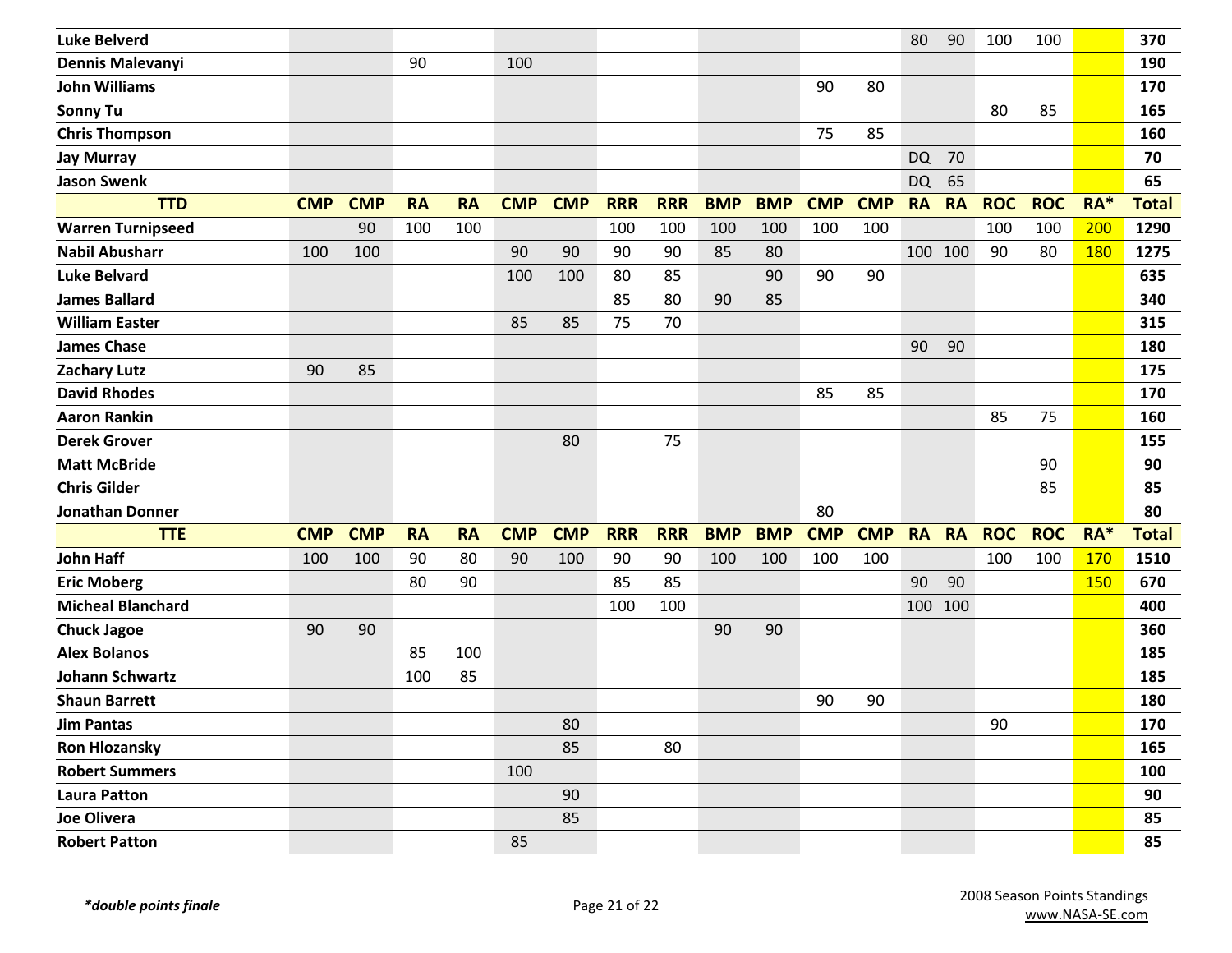| | CMP | CMP | RA | RA | CMP | CMP | RRR | RRR | BMP | BMP | CMP | CMP | RA | RA | ROC | ROC | RA* | Total |
|---|---|---|---|---|---|---|---|---|---|---|---|---|---|---|---|---|---|---|
| **Luke Belverd** | | | | | | | | | | | | | 80 | 90 | 100 | 100 | | **370** |
| **Dennis Malevanyi** | | | 90 | | 100 | | | | | | | | | | | | | **190** |
| **John Williams** | | | | | | | | | | | 90 | 80 | | | | | | **170** |
| **Sonny Tu** | | | | | | | | | | | | | | | 80 | 85 | | **165** |
| **Chris Thompson** | | | | | | | | | | | 75 | 85 | | | | | | **160** |
| **Jay Murray** | | | | | | | | | | | | | DQ | 70 | | | | **70** |
| **Jason Swenk** | | | | | | | | | | | | | DQ | 65 | | | | **65** |
| **TTD** | **CMP** | **CMP** | **RA** | **RA** | **CMP** | **CMP** | **RRR** | **RRR** | **BMP** | **BMP** | **CMP** | **CMP** | **RA** | **RA** | **ROC** | **ROC** | **RA*** | **Total** |
| **Warren Turnipseed** | | 90 | 100 | 100 | | | 100 | 100 | 100 | 100 | 100 | 100 | | | 100 | 100 | 200 | **1290** |
| **Nabil Abusharr** | 100 | 100 | | | 90 | 90 | 90 | 90 | 85 | 80 | | | 100 | 100 | 90 | 80 | 180 | **1275** |
| **Luke Belvard** | | | | | 100 | 100 | 80 | 85 | | 90 | 90 | 90 | | | | | | **635** |
| **James Ballard** | | | | | | | 85 | 80 | 90 | 85 | | | | | | | | **340** |
| **William Easter** | | | | | 85 | 85 | 75 | 70 | | | | | | | | | | **315** |
| **James Chase** | | | | | | | | | | | | | 90 | 90 | | | | **180** |
| **Zachary Lutz** | 90 | 85 | | | | | | | | | | | | | | | | **175** |
| **David Rhodes** | | | | | | | | | | | 85 | 85 | | | | | | **170** |
| **Aaron Rankin** | | | | | | | | | | | | | | | 85 | 75 | | **160** |
| **Derek Grover** | | | | | | 80 | | 75 | | | | | | | | | | **155** |
| **Matt McBride** | | | | | | | | | | | | | | | | 90 | | **90** |
| **Chris Gilder** | | | | | | | | | | | | | | | | 85 | | **85** |
| **Jonathan Donner** | | | | | | | | | | | 80 | | | | | | | **80** |
| **TTE** | **CMP** | **CMP** | **RA** | **RA** | **CMP** | **CMP** | **RRR** | **RRR** | **BMP** | **BMP** | **CMP** | **CMP** | **RA** | **RA** | **ROC** | **ROC** | **RA*** | **Total** |
| **John Haff** | 100 | 100 | 90 | 80 | 90 | 100 | 90 | 90 | 100 | 100 | 100 | 100 | | | 100 | 100 | 170 | **1510** |
| **Eric Moberg** | | | 80 | 90 | | | 85 | 85 | | | | | 90 | 90 | | | 150 | **670** |
| **Micheal Blanchard** | | | | | | | 100 | 100 | | | | | 100 | 100 | | | | **400** |
| **Chuck Jagoe** | 90 | 90 | | | | | | | 90 | 90 | | | | | | | | **360** |
| **Alex Bolanos** | | | 85 | 100 | | | | | | | | | | | | | | **185** |
| **Johann Schwartz** | | | 100 | 85 | | | | | | | | | | | | | | **185** |
| **Shaun Barrett** | | | | | | | | | | | 90 | 90 | | | | | | **180** |
| **Jim Pantas** | | | | | | 80 | | | | | | | | | 90 | | | **170** |
| **Ron Hlozansky** | | | | | | 85 | | 80 | | | | | | | | | | **165** |
| **Robert Summers** | | | | | 100 | | | | | | | | | | | | | **100** |
| **Laura Patton** | | | | | | 90 | | | | | | | | | | | | **90** |
| **Joe Olivera** | | | | | | 85 | | | | | | | | | | | | **85** |
| **Robert Patton** | | | | | 85 | | | | | | | | | | | | | **85** |

***double points finale***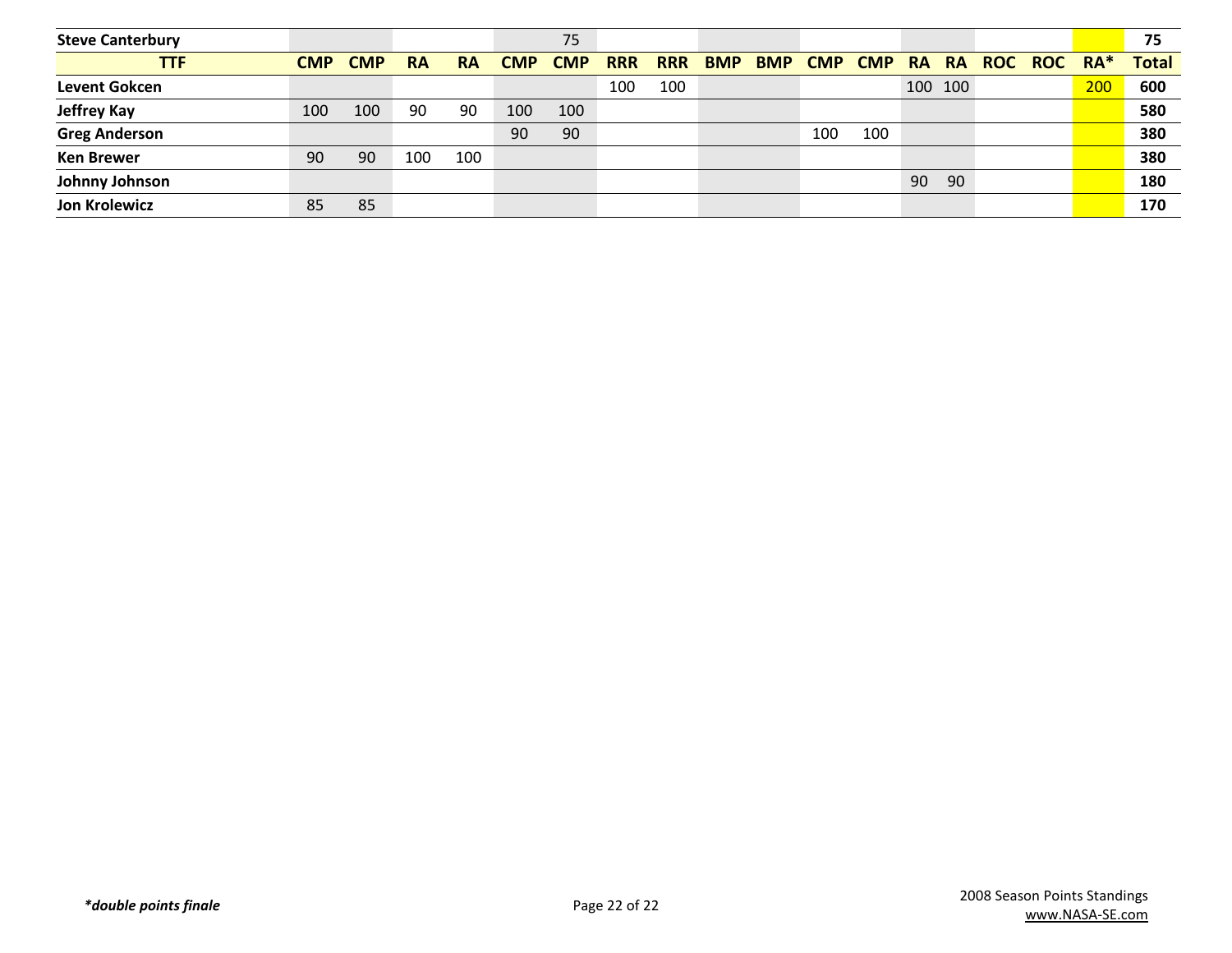| | | | | | | | | | | | | | | | | | | |
|---|---|---|---|---|---|---|---|---|---|---|---|---|---|---|---|---|---|---|
| **Steve Canterbury** | | | | | | 75 | | | | | | | | | | | | **75** |
| **TTF** | **CMP** | **CMP** | **RA** | **RA** | **CMP** | **CMP** | **RRR** | **RRR** | **BMP** | **BMP** | **CMP** | **CMP** | **RA** | **RA** | **ROC** | **ROC** | **RA*** | **Total** |
| **Levent Gokcen** | | | | | | | 100 | 100 | | | | | 100 | 100 | | | 200 | **600** |
| **Jeffrey Kay** | 100 | 100 | 90 | 90 | 100 | 100 | | | | | | | | | | | | **580** |
| **Greg Anderson** | | | | | 90 | 90 | | | | | 100 | 100 | | | | | | **380** |
| **Ken Brewer** | 90 | 90 | 100 | 100 | | | | | | | | | | | | | | **380** |
| **Johnny Johnson** | | | | | | | | | | | | | 90 | 90 | | | | **180** |
| **Jon Krolewicz** | 85 | 85 | | | | | | | | | | | | | | | | **170** |

***double points finale**

2008 Season Points Standings
www.NASA-SE.com